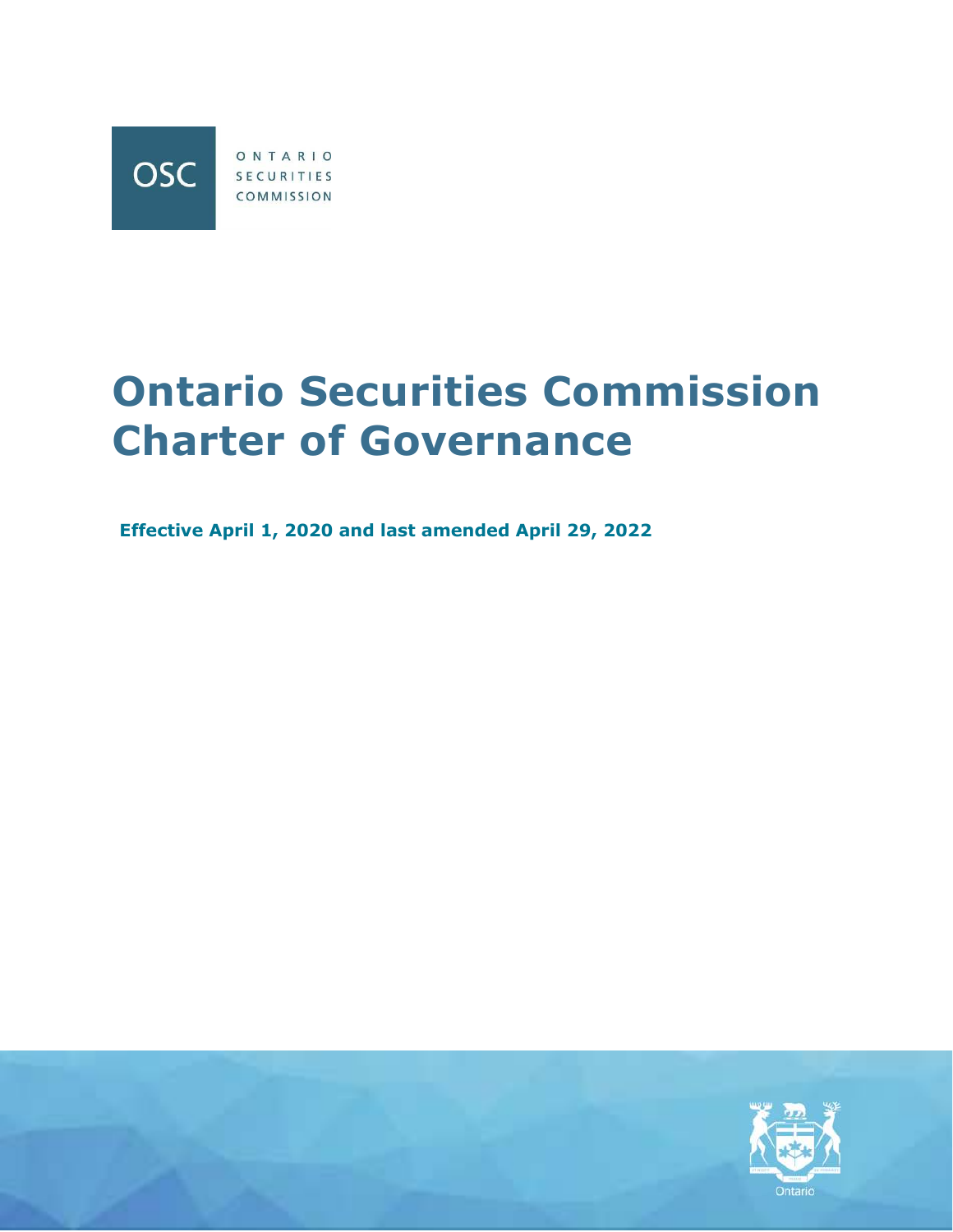OSC ONTARIO SECURITIES COMMISSION

# Ontario Securities Commission Charter of Governance

**Effective April 1, 2020 and last amended April 29, 2022**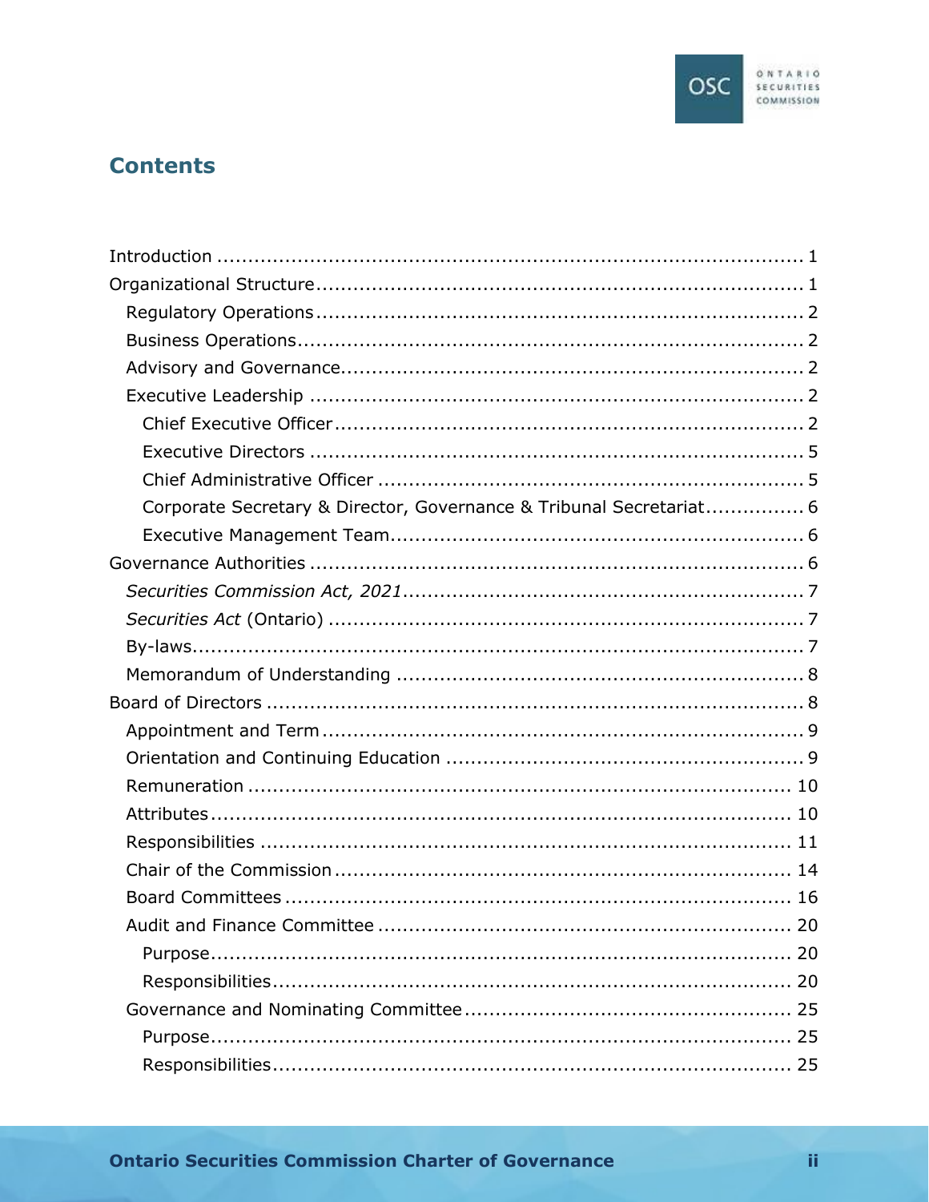# Contents

- Introduction ..... 1
- Organizational Structure ..... 1
  - Regulatory Operations ..... 2
  - Business Operations ..... 2
  - Advisory and Governance ..... 2
  - Executive Leadership ..... 2
    - Chief Executive Officer ..... 2
    - Executive Directors ..... 5
    - Chief Administrative Officer ..... 5
    - Corporate Secretary & Director, Governance & Tribunal Secretariat ..... 6
    - Executive Management Team ..... 6
- Governance Authorities ..... 6
  - *Securities Commission Act, 2021* ..... 7
  - *Securities Act* (Ontario) ..... 7
  - By-laws ..... 7
  - Memorandum of Understanding ..... 8
- Board of Directors ..... 8
  - Appointment and Term ..... 9
  - Orientation and Continuing Education ..... 9
  - Remuneration ..... 10
  - Attributes ..... 10
  - Responsibilities ..... 11
  - Chair of the Commission ..... 14
  - Board Committees ..... 16
  - Audit and Finance Committee ..... 20
    - Purpose ..... 20
    - Responsibilities ..... 20
  - Governance and Nominating Committee ..... 25
    - Purpose ..... 25
    - Responsibilities ..... 25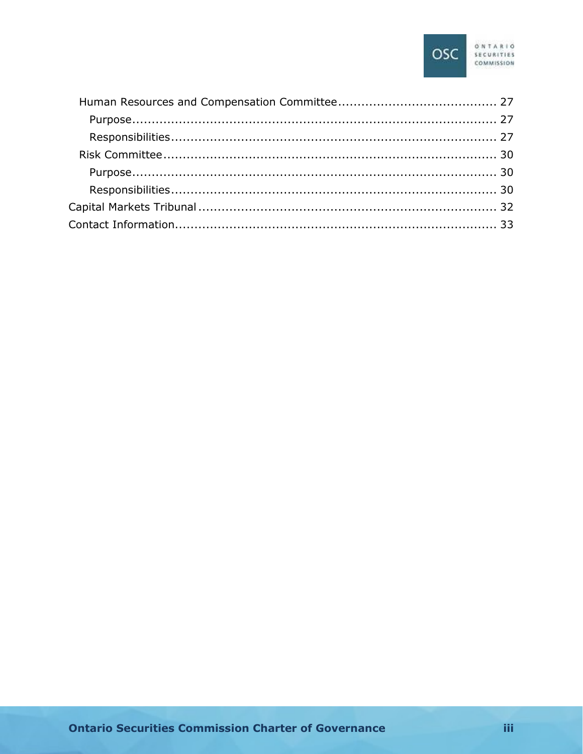- Human Resources and Compensation Committee........................................ 27
  - Purpose.................................................................................... 27
  - Responsibilities......................................................................... 27
- Risk Committee.............................................................................. 30
  - Purpose.................................................................................... 30
  - Responsibilities......................................................................... 30

Capital Markets Tribunal ............................................................................ 32

Contact Information................................................................................. 33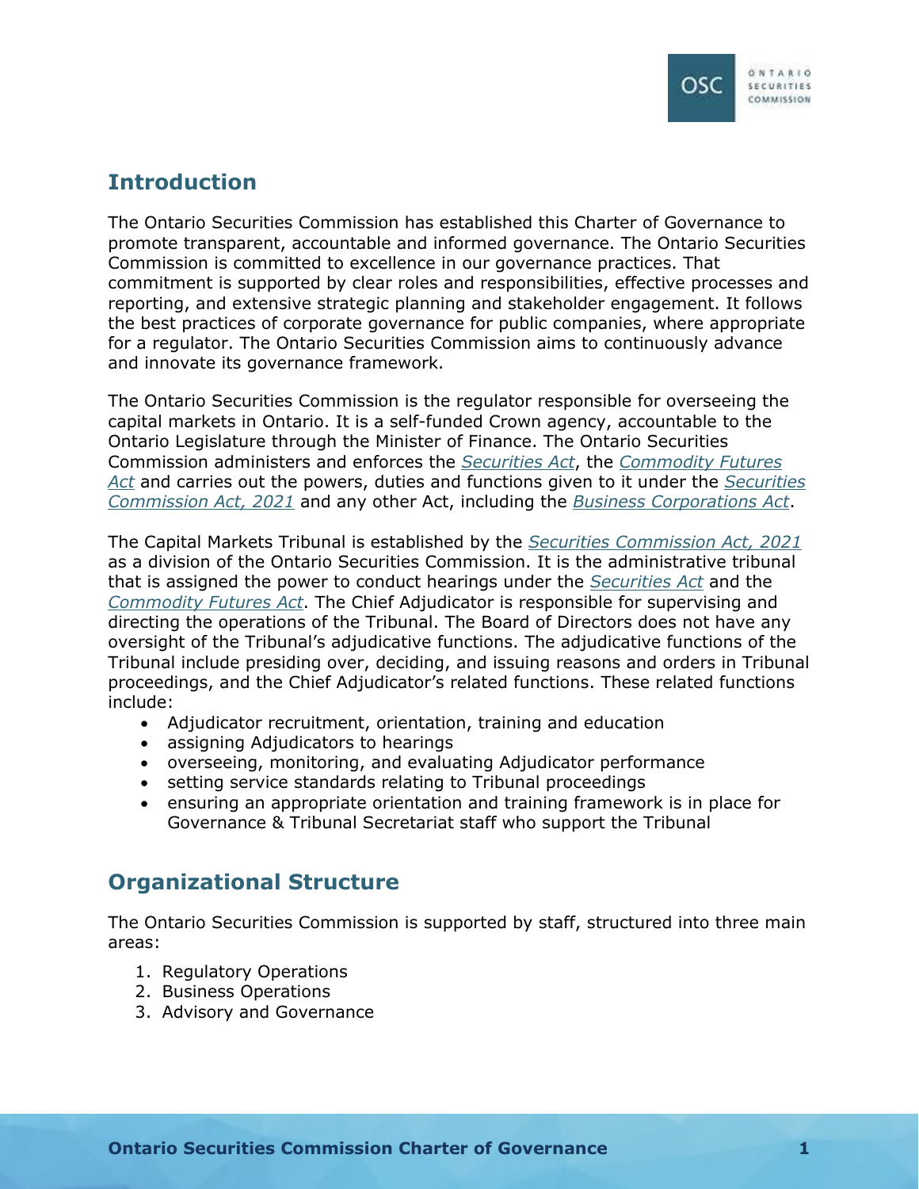## Introduction

The Ontario Securities Commission has established this Charter of Governance to promote transparent, accountable and informed governance. The Ontario Securities Commission is committed to excellence in our governance practices. That commitment is supported by clear roles and responsibilities, effective processes and reporting, and extensive strategic planning and stakeholder engagement. It follows the best practices of corporate governance for public companies, where appropriate for a regulator. The Ontario Securities Commission aims to continuously advance and innovate its governance framework.

The Ontario Securities Commission is the regulator responsible for overseeing the capital markets in Ontario. It is a self-funded Crown agency, accountable to the Ontario Legislature through the Minister of Finance. The Ontario Securities Commission administers and enforces the *Securities Act*, the *Commodity Futures Act* and carries out the powers, duties and functions given to it under the *Securities Commission Act, 2021* and any other Act, including the *Business Corporations Act*.

The Capital Markets Tribunal is established by the *Securities Commission Act, 2021* as a division of the Ontario Securities Commission. It is the administrative tribunal that is assigned the power to conduct hearings under the *Securities Act* and the *Commodity Futures Act*. The Chief Adjudicator is responsible for supervising and directing the operations of the Tribunal. The Board of Directors does not have any oversight of the Tribunal's adjudicative functions. The adjudicative functions of the Tribunal include presiding over, deciding, and issuing reasons and orders in Tribunal proceedings, and the Chief Adjudicator's related functions. These related functions include:

- Adjudicator recruitment, orientation, training and education
- assigning Adjudicators to hearings
- overseeing, monitoring, and evaluating Adjudicator performance
- setting service standards relating to Tribunal proceedings
- ensuring an appropriate orientation and training framework is in place for Governance & Tribunal Secretariat staff who support the Tribunal

## Organizational Structure

The Ontario Securities Commission is supported by staff, structured into three main areas:

1. Regulatory Operations
2. Business Operations
3. Advisory and Governance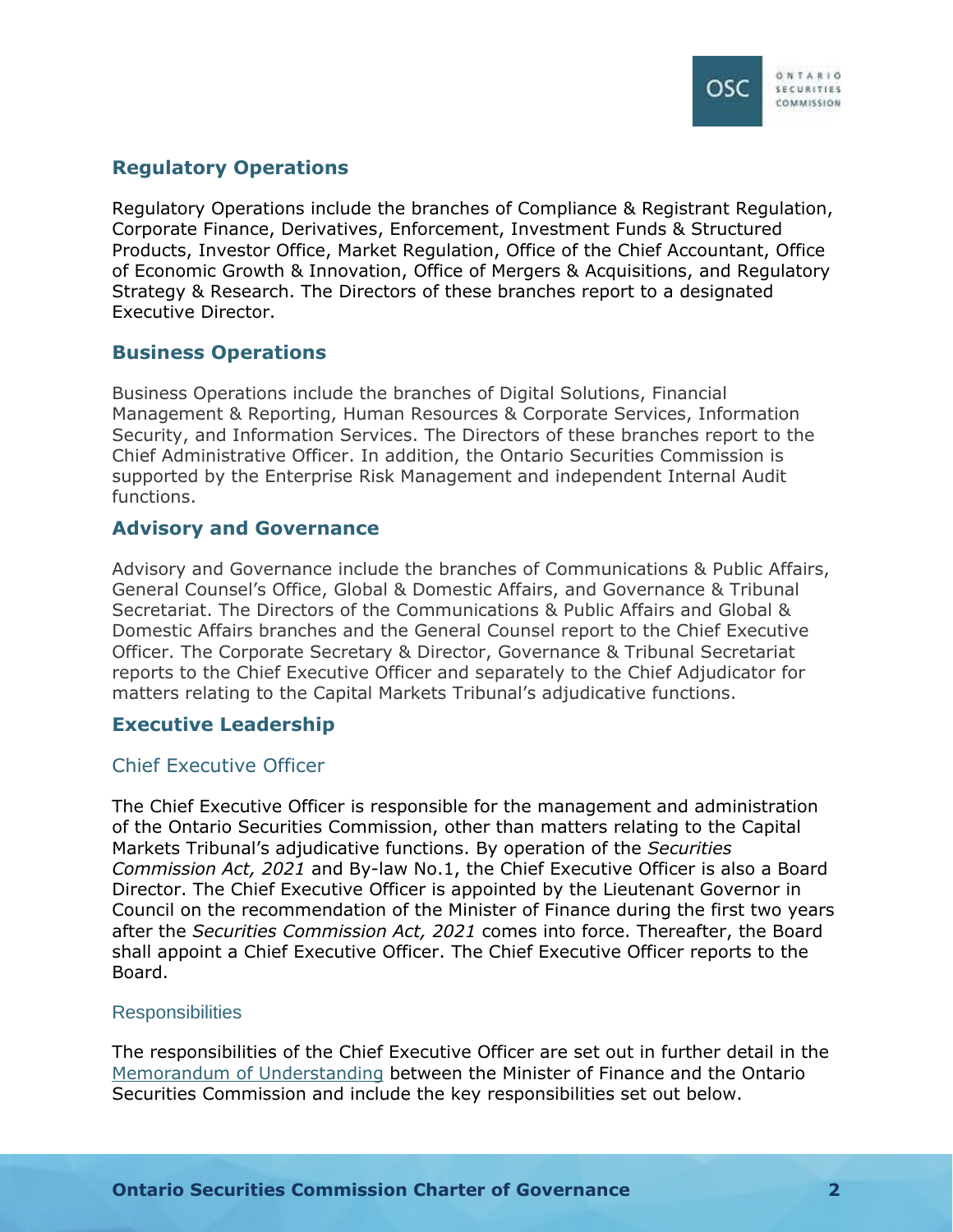## Regulatory Operations

Regulatory Operations include the branches of Compliance & Registrant Regulation, Corporate Finance, Derivatives, Enforcement, Investment Funds & Structured Products, Investor Office, Market Regulation, Office of the Chief Accountant, Office of Economic Growth & Innovation, Office of Mergers & Acquisitions, and Regulatory Strategy & Research. The Directors of these branches report to a designated Executive Director.

## Business Operations

Business Operations include the branches of Digital Solutions, Financial Management & Reporting, Human Resources & Corporate Services, Information Security, and Information Services. The Directors of these branches report to the Chief Administrative Officer. In addition, the Ontario Securities Commission is supported by the Enterprise Risk Management and independent Internal Audit functions.

## Advisory and Governance

Advisory and Governance include the branches of Communications & Public Affairs, General Counsel's Office, Global & Domestic Affairs, and Governance & Tribunal Secretariat. The Directors of the Communications & Public Affairs and Global & Domestic Affairs branches and the General Counsel report to the Chief Executive Officer. The Corporate Secretary & Director, Governance & Tribunal Secretariat reports to the Chief Executive Officer and separately to the Chief Adjudicator for matters relating to the Capital Markets Tribunal's adjudicative functions.

## Executive Leadership

### Chief Executive Officer

The Chief Executive Officer is responsible for the management and administration of the Ontario Securities Commission, other than matters relating to the Capital Markets Tribunal's adjudicative functions. By operation of the *Securities Commission Act, 2021* and By-law No.1, the Chief Executive Officer is also a Board Director. The Chief Executive Officer is appointed by the Lieutenant Governor in Council on the recommendation of the Minister of Finance during the first two years after the *Securities Commission Act, 2021* comes into force. Thereafter, the Board shall appoint a Chief Executive Officer. The Chief Executive Officer reports to the Board.

#### Responsibilities

The responsibilities of the Chief Executive Officer are set out in further detail in the Memorandum of Understanding between the Minister of Finance and the Ontario Securities Commission and include the key responsibilities set out below.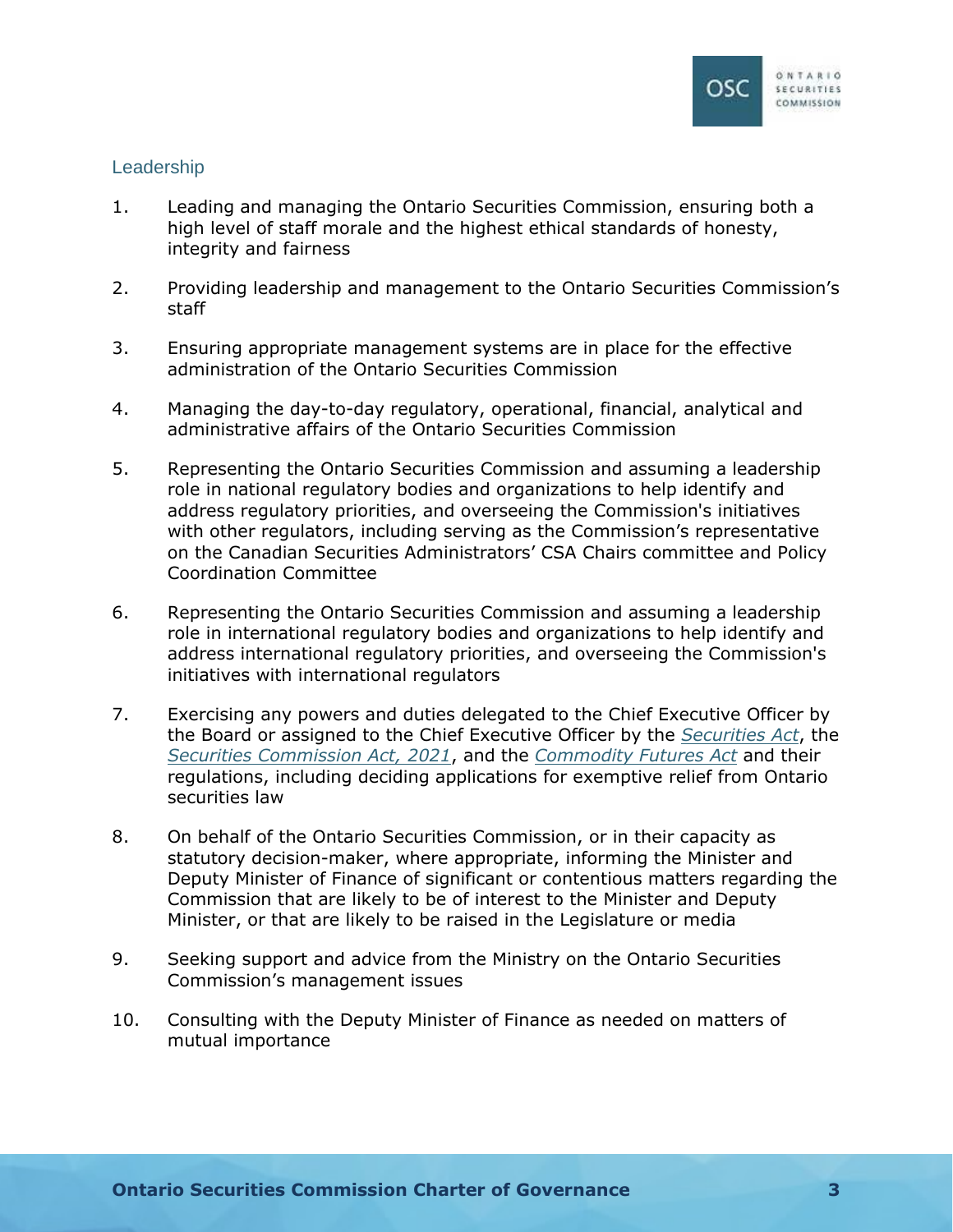### Leadership

1. Leading and managing the Ontario Securities Commission, ensuring both a high level of staff morale and the highest ethical standards of honesty, integrity and fairness

2. Providing leadership and management to the Ontario Securities Commission's staff

3. Ensuring appropriate management systems are in place for the effective administration of the Ontario Securities Commission

4. Managing the day-to-day regulatory, operational, financial, analytical and administrative affairs of the Ontario Securities Commission

5. Representing the Ontario Securities Commission and assuming a leadership role in national regulatory bodies and organizations to help identify and address regulatory priorities, and overseeing the Commission's initiatives with other regulators, including serving as the Commission's representative on the Canadian Securities Administrators' CSA Chairs committee and Policy Coordination Committee

6. Representing the Ontario Securities Commission and assuming a leadership role in international regulatory bodies and organizations to help identify and address international regulatory priorities, and overseeing the Commission's initiatives with international regulators

7. Exercising any powers and duties delegated to the Chief Executive Officer by the Board or assigned to the Chief Executive Officer by the *Securities Act*, the *Securities Commission Act, 2021*, and the *Commodity Futures Act* and their regulations, including deciding applications for exemptive relief from Ontario securities law

8. On behalf of the Ontario Securities Commission, or in their capacity as statutory decision-maker, where appropriate, informing the Minister and Deputy Minister of Finance of significant or contentious matters regarding the Commission that are likely to be of interest to the Minister and Deputy Minister, or that are likely to be raised in the Legislature or media

9. Seeking support and advice from the Ministry on the Ontario Securities Commission's management issues

10. Consulting with the Deputy Minister of Finance as needed on matters of mutual importance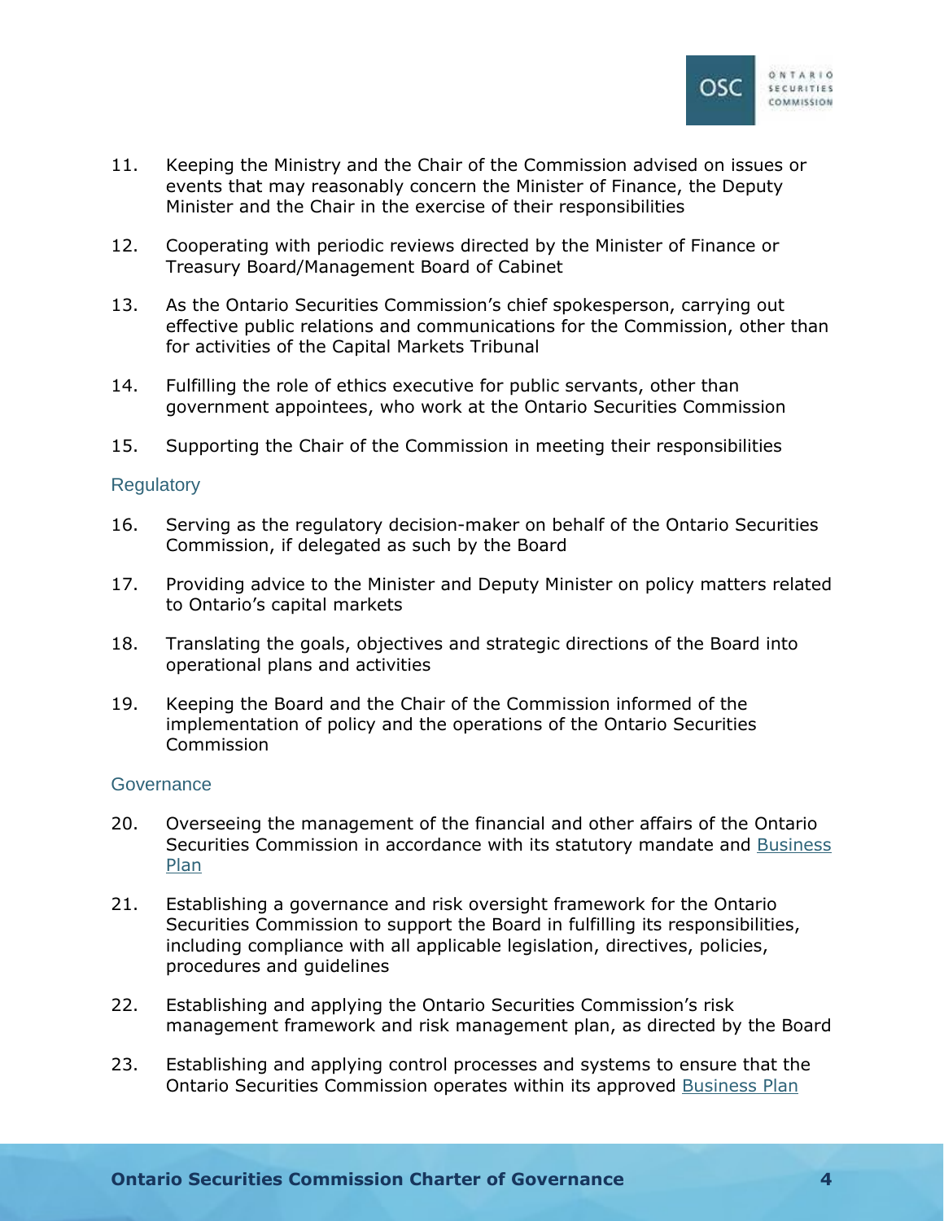11. Keeping the Ministry and the Chair of the Commission advised on issues or events that may reasonably concern the Minister of Finance, the Deputy Minister and the Chair in the exercise of their responsibilities

12. Cooperating with periodic reviews directed by the Minister of Finance or Treasury Board/Management Board of Cabinet

13. As the Ontario Securities Commission's chief spokesperson, carrying out effective public relations and communications for the Commission, other than for activities of the Capital Markets Tribunal

14. Fulfilling the role of ethics executive for public servants, other than government appointees, who work at the Ontario Securities Commission

15. Supporting the Chair of the Commission in meeting their responsibilities

### Regulatory

16. Serving as the regulatory decision-maker on behalf of the Ontario Securities Commission, if delegated as such by the Board

17. Providing advice to the Minister and Deputy Minister on policy matters related to Ontario's capital markets

18. Translating the goals, objectives and strategic directions of the Board into operational plans and activities

19. Keeping the Board and the Chair of the Commission informed of the implementation of policy and the operations of the Ontario Securities Commission

### Governance

20. Overseeing the management of the financial and other affairs of the Ontario Securities Commission in accordance with its statutory mandate and Business Plan

21. Establishing a governance and risk oversight framework for the Ontario Securities Commission to support the Board in fulfilling its responsibilities, including compliance with all applicable legislation, directives, policies, procedures and guidelines

22. Establishing and applying the Ontario Securities Commission's risk management framework and risk management plan, as directed by the Board

23. Establishing and applying control processes and systems to ensure that the Ontario Securities Commission operates within its approved Business Plan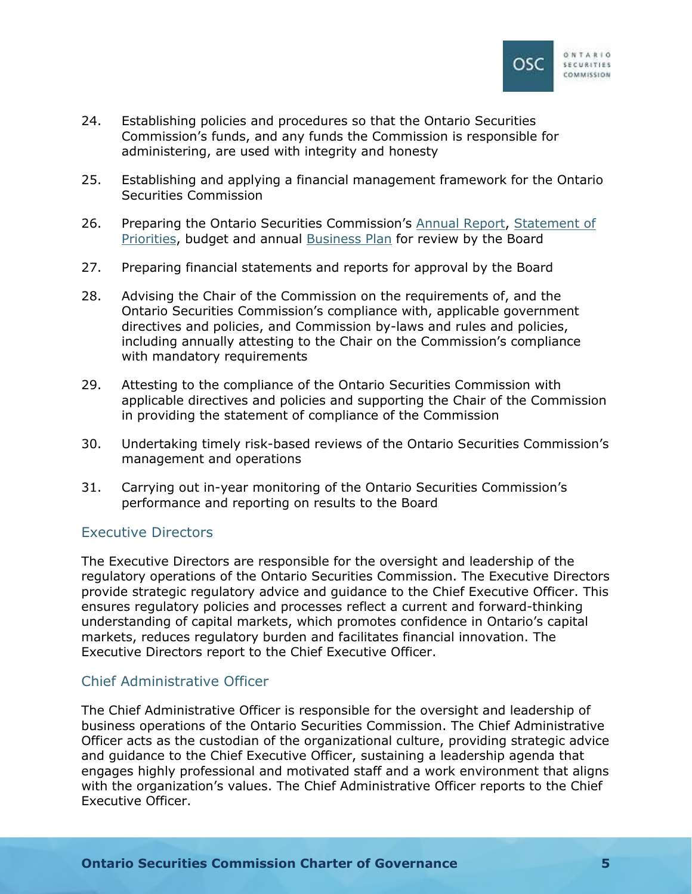24. Establishing policies and procedures so that the Ontario Securities Commission's funds, and any funds the Commission is responsible for administering, are used with integrity and honesty

25. Establishing and applying a financial management framework for the Ontario Securities Commission

26. Preparing the Ontario Securities Commission's Annual Report, Statement of Priorities, budget and annual Business Plan for review by the Board

27. Preparing financial statements and reports for approval by the Board

28. Advising the Chair of the Commission on the requirements of, and the Ontario Securities Commission's compliance with, applicable government directives and policies, and Commission by-laws and rules and policies, including annually attesting to the Chair on the Commission's compliance with mandatory requirements

29. Attesting to the compliance of the Ontario Securities Commission with applicable directives and policies and supporting the Chair of the Commission in providing the statement of compliance of the Commission

30. Undertaking timely risk-based reviews of the Ontario Securities Commission's management and operations

31. Carrying out in-year monitoring of the Ontario Securities Commission's performance and reporting on results to the Board

### Executive Directors

The Executive Directors are responsible for the oversight and leadership of the regulatory operations of the Ontario Securities Commission. The Executive Directors provide strategic regulatory advice and guidance to the Chief Executive Officer. This ensures regulatory policies and processes reflect a current and forward-thinking understanding of capital markets, which promotes confidence in Ontario's capital markets, reduces regulatory burden and facilitates financial innovation. The Executive Directors report to the Chief Executive Officer.

### Chief Administrative Officer

The Chief Administrative Officer is responsible for the oversight and leadership of business operations of the Ontario Securities Commission. The Chief Administrative Officer acts as the custodian of the organizational culture, providing strategic advice and guidance to the Chief Executive Officer, sustaining a leadership agenda that engages highly professional and motivated staff and a work environment that aligns with the organization's values. The Chief Administrative Officer reports to the Chief Executive Officer.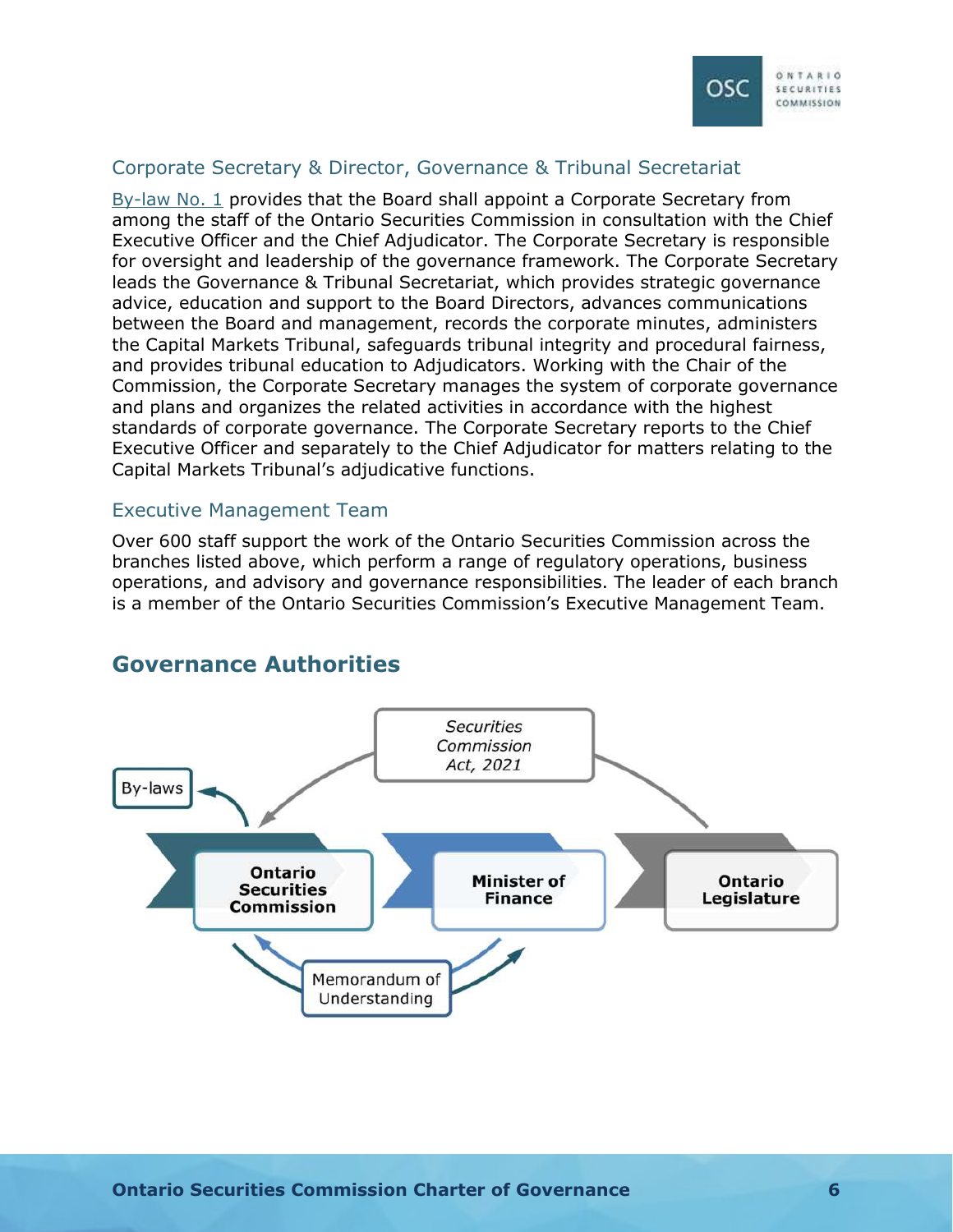### Corporate Secretary & Director, Governance & Tribunal Secretariat

By-law No. 1 provides that the Board shall appoint a Corporate Secretary from among the staff of the Ontario Securities Commission in consultation with the Chief Executive Officer and the Chief Adjudicator. The Corporate Secretary is responsible for oversight and leadership of the governance framework. The Corporate Secretary leads the Governance & Tribunal Secretariat, which provides strategic governance advice, education and support to the Board Directors, advances communications between the Board and management, records the corporate minutes, administers the Capital Markets Tribunal, safeguards tribunal integrity and procedural fairness, and provides tribunal education to Adjudicators. Working with the Chair of the Commission, the Corporate Secretary manages the system of corporate governance and plans and organizes the related activities in accordance with the highest standards of corporate governance. The Corporate Secretary reports to the Chief Executive Officer and separately to the Chief Adjudicator for matters relating to the Capital Markets Tribunal's adjudicative functions.

### Executive Management Team

Over 600 staff support the work of the Ontario Securities Commission across the branches listed above, which perform a range of regulatory operations, business operations, and advisory and governance responsibilities. The leader of each branch is a member of the Ontario Securities Commission's Executive Management Team.

## Governance Authorities

*Securities Commission Act, 2021*

By-laws

**Ontario Securities Commission**

**Minister of Finance**

**Ontario Legislature**

Memorandum of Understanding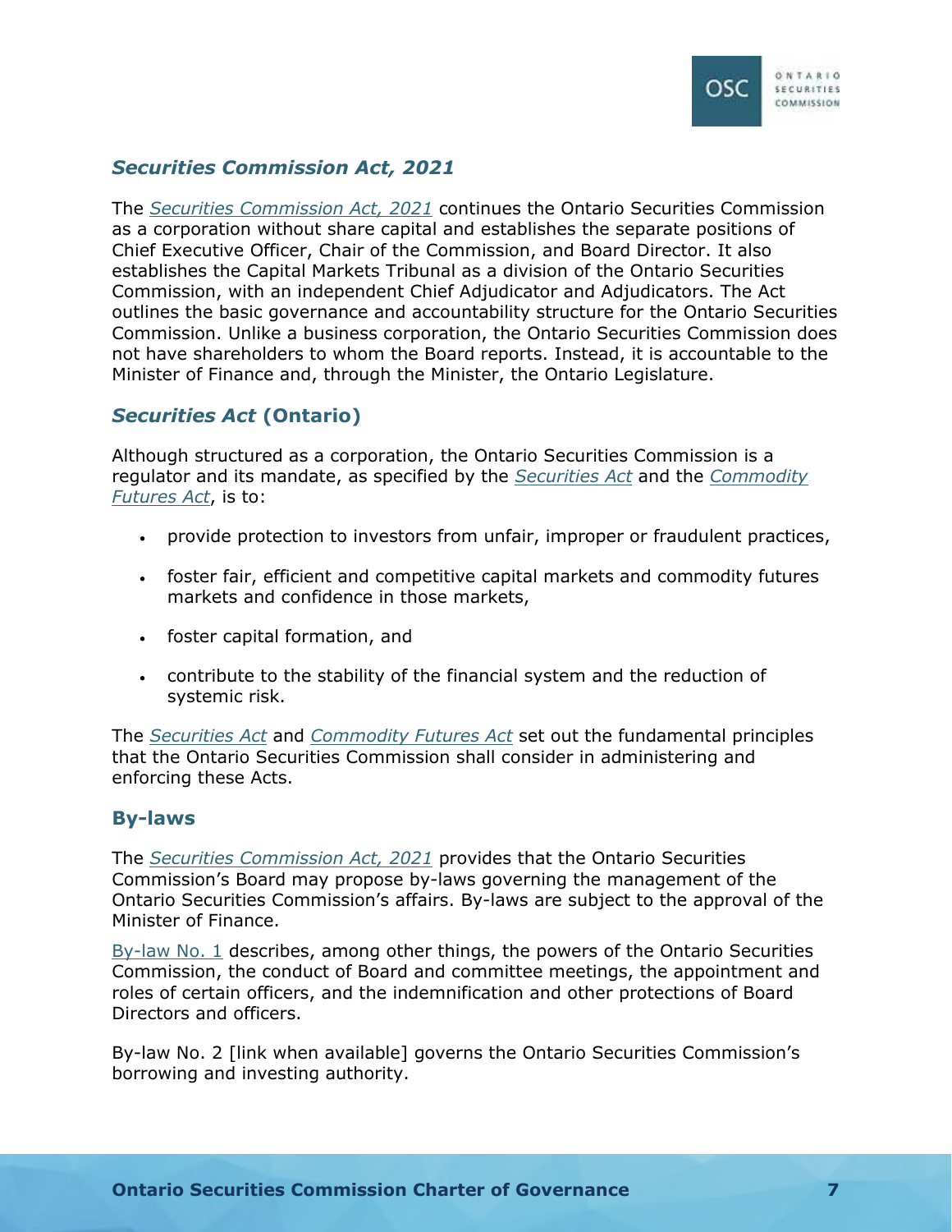## *Securities Commission Act, 2021*

The *Securities Commission Act, 2021* continues the Ontario Securities Commission as a corporation without share capital and establishes the separate positions of Chief Executive Officer, Chair of the Commission, and Board Director. It also establishes the Capital Markets Tribunal as a division of the Ontario Securities Commission, with an independent Chief Adjudicator and Adjudicators. The Act outlines the basic governance and accountability structure for the Ontario Securities Commission. Unlike a business corporation, the Ontario Securities Commission does not have shareholders to whom the Board reports. Instead, it is accountable to the Minister of Finance and, through the Minister, the Ontario Legislature.

## *Securities Act* (Ontario)

Although structured as a corporation, the Ontario Securities Commission is a regulator and its mandate, as specified by the *Securities Act* and the *Commodity Futures Act*, is to:

- provide protection to investors from unfair, improper or fraudulent practices,
- foster fair, efficient and competitive capital markets and commodity futures markets and confidence in those markets,
- foster capital formation, and
- contribute to the stability of the financial system and the reduction of systemic risk.

The *Securities Act* and *Commodity Futures Act* set out the fundamental principles that the Ontario Securities Commission shall consider in administering and enforcing these Acts.

## By-laws

The *Securities Commission Act, 2021* provides that the Ontario Securities Commission's Board may propose by-laws governing the management of the Ontario Securities Commission's affairs. By-laws are subject to the approval of the Minister of Finance.

By-law No. 1 describes, among other things, the powers of the Ontario Securities Commission, the conduct of Board and committee meetings, the appointment and roles of certain officers, and the indemnification and other protections of Board Directors and officers.

By-law No. 2 [link when available] governs the Ontario Securities Commission's borrowing and investing authority.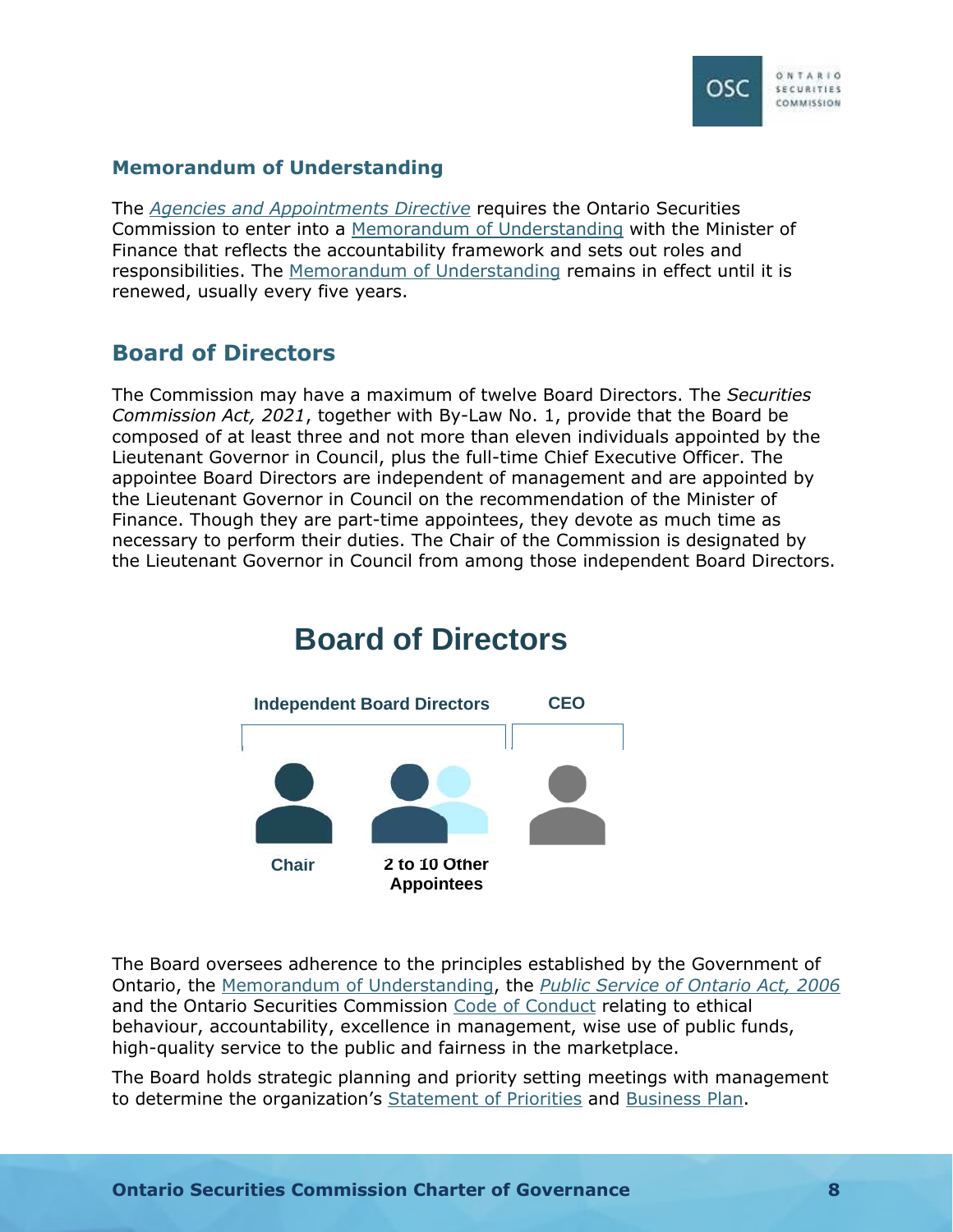## Memorandum of Understanding

The *Agencies and Appointments Directive* requires the Ontario Securities Commission to enter into a Memorandum of Understanding with the Minister of Finance that reflects the accountability framework and sets out roles and responsibilities. The Memorandum of Understanding remains in effect until it is renewed, usually every five years.

## Board of Directors

The Commission may have a maximum of twelve Board Directors. The *Securities Commission Act, 2021*, together with By-Law No. 1, provide that the Board be composed of at least three and not more than eleven individuals appointed by the Lieutenant Governor in Council, plus the full-time Chief Executive Officer. The appointee Board Directors are independent of management and are appointed by the Lieutenant Governor in Council on the recommendation of the Minister of Finance. Though they are part-time appointees, they devote as much time as necessary to perform their duties. The Chair of the Commission is designated by the Lieutenant Governor in Council from among those independent Board Directors.

**Board of Directors**

**Independent Board Directors** — **Chair**; **2 to 10 Other Appointees**

**CEO**

The Board oversees adherence to the principles established by the Government of Ontario, the Memorandum of Understanding, the *Public Service of Ontario Act, 2006* and the Ontario Securities Commission Code of Conduct relating to ethical behaviour, accountability, excellence in management, wise use of public funds, high-quality service to the public and fairness in the marketplace.

The Board holds strategic planning and priority setting meetings with management to determine the organization's Statement of Priorities and Business Plan.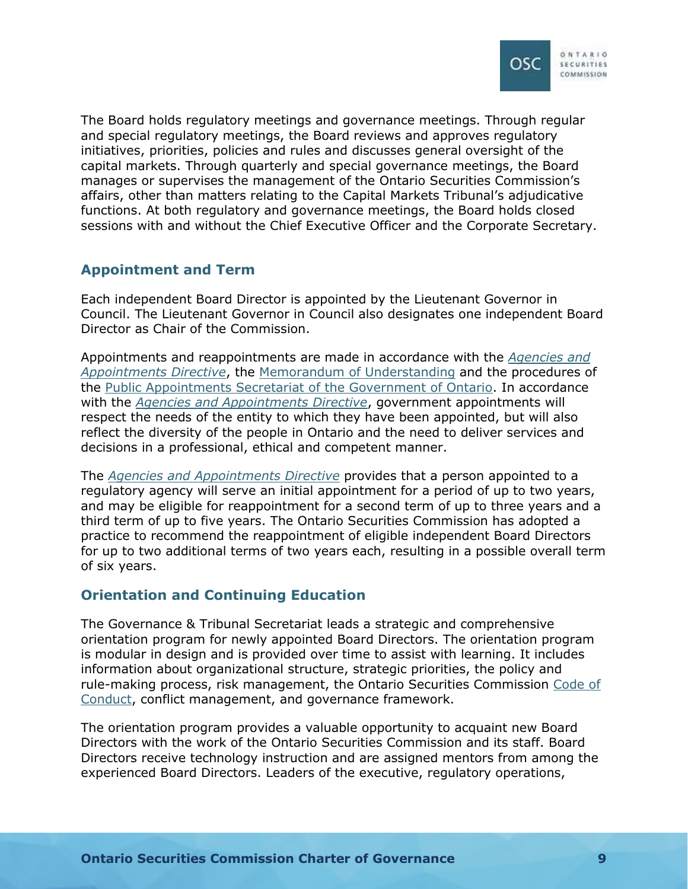The Board holds regulatory meetings and governance meetings. Through regular and special regulatory meetings, the Board reviews and approves regulatory initiatives, priorities, policies and rules and discusses general oversight of the capital markets. Through quarterly and special governance meetings, the Board manages or supervises the management of the Ontario Securities Commission's affairs, other than matters relating to the Capital Markets Tribunal's adjudicative functions. At both regulatory and governance meetings, the Board holds closed sessions with and without the Chief Executive Officer and the Corporate Secretary.

## Appointment and Term

Each independent Board Director is appointed by the Lieutenant Governor in Council. The Lieutenant Governor in Council also designates one independent Board Director as Chair of the Commission.

Appointments and reappointments are made in accordance with the *Agencies and Appointments Directive*, the Memorandum of Understanding and the procedures of the Public Appointments Secretariat of the Government of Ontario. In accordance with the *Agencies and Appointments Directive*, government appointments will respect the needs of the entity to which they have been appointed, but will also reflect the diversity of the people in Ontario and the need to deliver services and decisions in a professional, ethical and competent manner.

The *Agencies and Appointments Directive* provides that a person appointed to a regulatory agency will serve an initial appointment for a period of up to two years, and may be eligible for reappointment for a second term of up to three years and a third term of up to five years. The Ontario Securities Commission has adopted a practice to recommend the reappointment of eligible independent Board Directors for up to two additional terms of two years each, resulting in a possible overall term of six years.

## Orientation and Continuing Education

The Governance & Tribunal Secretariat leads a strategic and comprehensive orientation program for newly appointed Board Directors. The orientation program is modular in design and is provided over time to assist with learning. It includes information about organizational structure, strategic priorities, the policy and rule-making process, risk management, the Ontario Securities Commission Code of Conduct, conflict management, and governance framework.

The orientation program provides a valuable opportunity to acquaint new Board Directors with the work of the Ontario Securities Commission and its staff. Board Directors receive technology instruction and are assigned mentors from among the experienced Board Directors. Leaders of the executive, regulatory operations,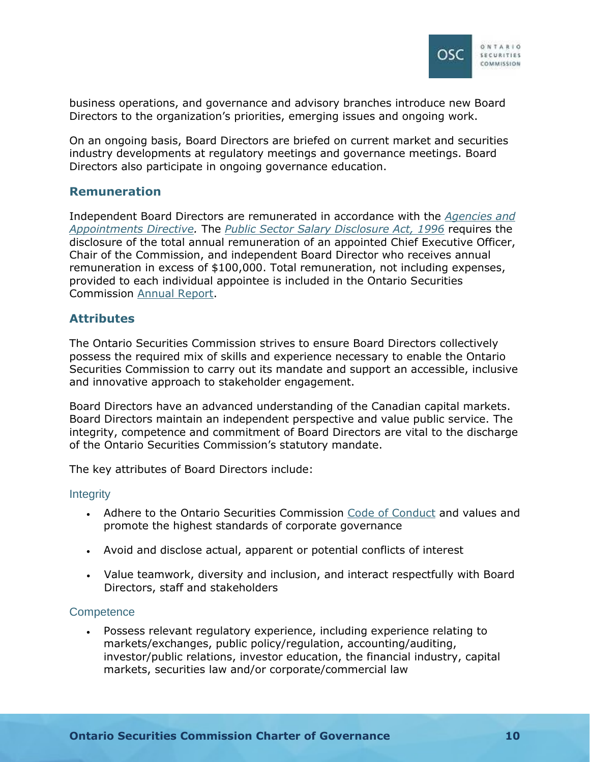business operations, and governance and advisory branches introduce new Board Directors to the organization's priorities, emerging issues and ongoing work.

On an ongoing basis, Board Directors are briefed on current market and securities industry developments at regulatory meetings and governance meetings. Board Directors also participate in ongoing governance education.

## Remuneration

Independent Board Directors are remunerated in accordance with the *Agencies and Appointments Directive.* The *Public Sector Salary Disclosure Act, 1996* requires the disclosure of the total annual remuneration of an appointed Chief Executive Officer, Chair of the Commission, and independent Board Director who receives annual remuneration in excess of $100,000. Total remuneration, not including expenses, provided to each individual appointee is included in the Ontario Securities Commission Annual Report.

## Attributes

The Ontario Securities Commission strives to ensure Board Directors collectively possess the required mix of skills and experience necessary to enable the Ontario Securities Commission to carry out its mandate and support an accessible, inclusive and innovative approach to stakeholder engagement.

Board Directors have an advanced understanding of the Canadian capital markets. Board Directors maintain an independent perspective and value public service. The integrity, competence and commitment of Board Directors are vital to the discharge of the Ontario Securities Commission's statutory mandate.

The key attributes of Board Directors include:

### Integrity

- Adhere to the Ontario Securities Commission Code of Conduct and values and promote the highest standards of corporate governance
- Avoid and disclose actual, apparent or potential conflicts of interest
- Value teamwork, diversity and inclusion, and interact respectfully with Board Directors, staff and stakeholders

### Competence

- Possess relevant regulatory experience, including experience relating to markets/exchanges, public policy/regulation, accounting/auditing, investor/public relations, investor education, the financial industry, capital markets, securities law and/or corporate/commercial law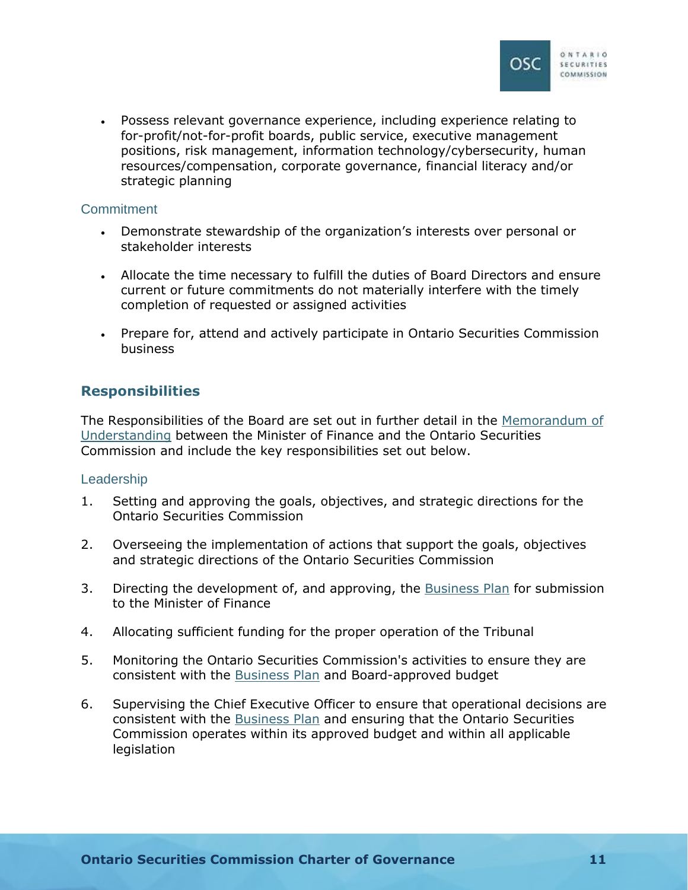- Possess relevant governance experience, including experience relating to for-profit/not-for-profit boards, public service, executive management positions, risk management, information technology/cybersecurity, human resources/compensation, corporate governance, financial literacy and/or strategic planning

### Commitment

- Demonstrate stewardship of the organization's interests over personal or stakeholder interests
- Allocate the time necessary to fulfill the duties of Board Directors and ensure current or future commitments do not materially interfere with the timely completion of requested or assigned activities
- Prepare for, attend and actively participate in Ontario Securities Commission business

## Responsibilities

The Responsibilities of the Board are set out in further detail in the Memorandum of Understanding between the Minister of Finance and the Ontario Securities Commission and include the key responsibilities set out below.

### Leadership

1. Setting and approving the goals, objectives, and strategic directions for the Ontario Securities Commission
2. Overseeing the implementation of actions that support the goals, objectives and strategic directions of the Ontario Securities Commission
3. Directing the development of, and approving, the Business Plan for submission to the Minister of Finance
4. Allocating sufficient funding for the proper operation of the Tribunal
5. Monitoring the Ontario Securities Commission's activities to ensure they are consistent with the Business Plan and Board-approved budget
6. Supervising the Chief Executive Officer to ensure that operational decisions are consistent with the Business Plan and ensuring that the Ontario Securities Commission operates within its approved budget and within all applicable legislation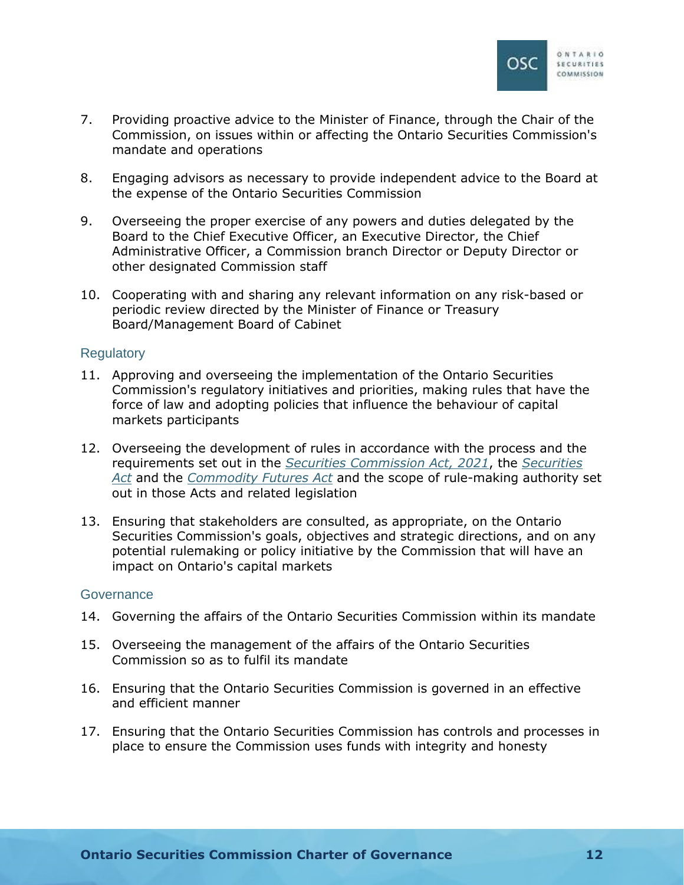7. Providing proactive advice to the Minister of Finance, through the Chair of the Commission, on issues within or affecting the Ontario Securities Commission's mandate and operations

8. Engaging advisors as necessary to provide independent advice to the Board at the expense of the Ontario Securities Commission

9. Overseeing the proper exercise of any powers and duties delegated by the Board to the Chief Executive Officer, an Executive Director, the Chief Administrative Officer, a Commission branch Director or Deputy Director or other designated Commission staff

10. Cooperating with and sharing any relevant information on any risk-based or periodic review directed by the Minister of Finance or Treasury Board/Management Board of Cabinet

### Regulatory

11. Approving and overseeing the implementation of the Ontario Securities Commission's regulatory initiatives and priorities, making rules that have the force of law and adopting policies that influence the behaviour of capital markets participants

12. Overseeing the development of rules in accordance with the process and the requirements set out in the *Securities Commission Act, 2021*, the *Securities Act* and the *Commodity Futures Act* and the scope of rule-making authority set out in those Acts and related legislation

13. Ensuring that stakeholders are consulted, as appropriate, on the Ontario Securities Commission's goals, objectives and strategic directions, and on any potential rulemaking or policy initiative by the Commission that will have an impact on Ontario's capital markets

### Governance

14. Governing the affairs of the Ontario Securities Commission within its mandate

15. Overseeing the management of the affairs of the Ontario Securities Commission so as to fulfil its mandate

16. Ensuring that the Ontario Securities Commission is governed in an effective and efficient manner

17. Ensuring that the Ontario Securities Commission has controls and processes in place to ensure the Commission uses funds with integrity and honesty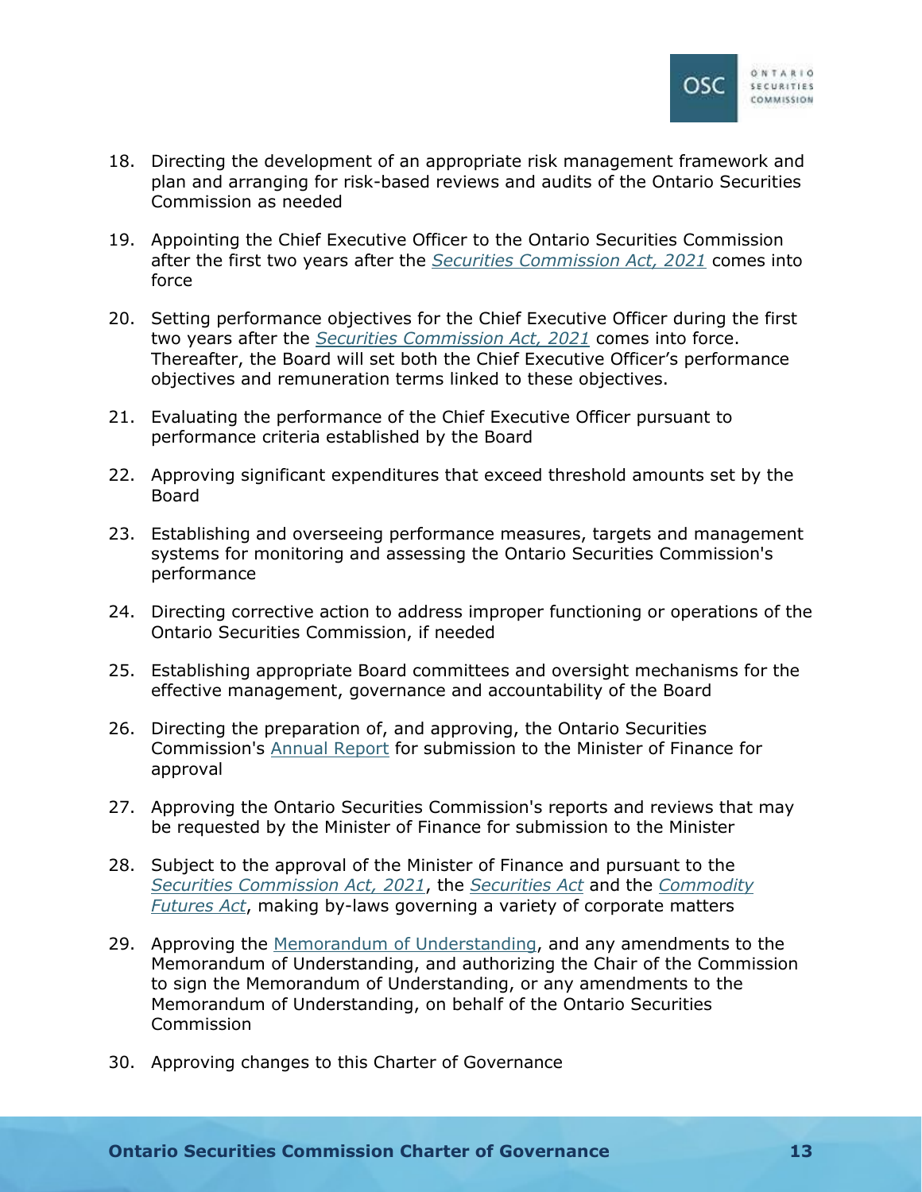18. Directing the development of an appropriate risk management framework and plan and arranging for risk-based reviews and audits of the Ontario Securities Commission as needed

19. Appointing the Chief Executive Officer to the Ontario Securities Commission after the first two years after the *Securities Commission Act, 2021* comes into force

20. Setting performance objectives for the Chief Executive Officer during the first two years after the *Securities Commission Act, 2021* comes into force. Thereafter, the Board will set both the Chief Executive Officer's performance objectives and remuneration terms linked to these objectives.

21. Evaluating the performance of the Chief Executive Officer pursuant to performance criteria established by the Board

22. Approving significant expenditures that exceed threshold amounts set by the Board

23. Establishing and overseeing performance measures, targets and management systems for monitoring and assessing the Ontario Securities Commission's performance

24. Directing corrective action to address improper functioning or operations of the Ontario Securities Commission, if needed

25. Establishing appropriate Board committees and oversight mechanisms for the effective management, governance and accountability of the Board

26. Directing the preparation of, and approving, the Ontario Securities Commission's Annual Report for submission to the Minister of Finance for approval

27. Approving the Ontario Securities Commission's reports and reviews that may be requested by the Minister of Finance for submission to the Minister

28. Subject to the approval of the Minister of Finance and pursuant to the *Securities Commission Act, 2021*, the *Securities Act* and the *Commodity Futures Act*, making by-laws governing a variety of corporate matters

29. Approving the Memorandum of Understanding, and any amendments to the Memorandum of Understanding, and authorizing the Chair of the Commission to sign the Memorandum of Understanding, or any amendments to the Memorandum of Understanding, on behalf of the Ontario Securities Commission

30. Approving changes to this Charter of Governance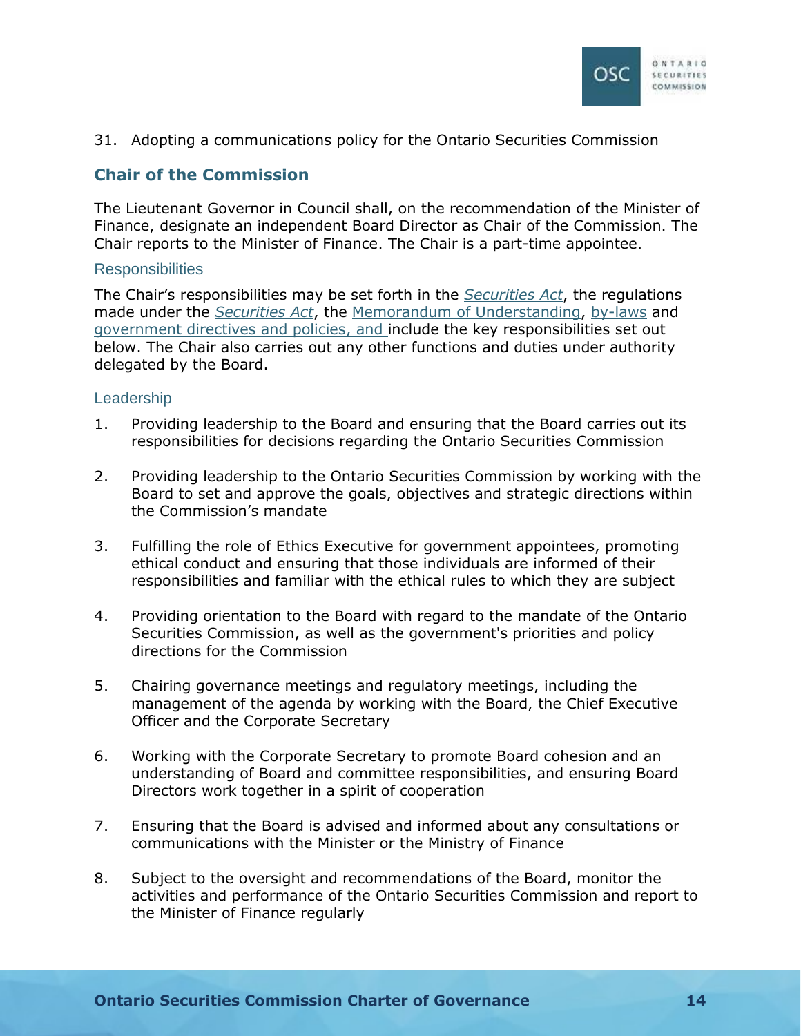31. Adopting a communications policy for the Ontario Securities Commission

## Chair of the Commission

The Lieutenant Governor in Council shall, on the recommendation of the Minister of Finance, designate an independent Board Director as Chair of the Commission. The Chair reports to the Minister of Finance. The Chair is a part-time appointee.

### Responsibilities

The Chair's responsibilities may be set forth in the *Securities Act*, the regulations made under the *Securities Act*, the Memorandum of Understanding, by-laws and government directives and policies, and include the key responsibilities set out below. The Chair also carries out any other functions and duties under authority delegated by the Board.

### Leadership

1. Providing leadership to the Board and ensuring that the Board carries out its responsibilities for decisions regarding the Ontario Securities Commission

2. Providing leadership to the Ontario Securities Commission by working with the Board to set and approve the goals, objectives and strategic directions within the Commission's mandate

3. Fulfilling the role of Ethics Executive for government appointees, promoting ethical conduct and ensuring that those individuals are informed of their responsibilities and familiar with the ethical rules to which they are subject

4. Providing orientation to the Board with regard to the mandate of the Ontario Securities Commission, as well as the government's priorities and policy directions for the Commission

5. Chairing governance meetings and regulatory meetings, including the management of the agenda by working with the Board, the Chief Executive Officer and the Corporate Secretary

6. Working with the Corporate Secretary to promote Board cohesion and an understanding of Board and committee responsibilities, and ensuring Board Directors work together in a spirit of cooperation

7. Ensuring that the Board is advised and informed about any consultations or communications with the Minister or the Ministry of Finance

8. Subject to the oversight and recommendations of the Board, monitor the activities and performance of the Ontario Securities Commission and report to the Minister of Finance regularly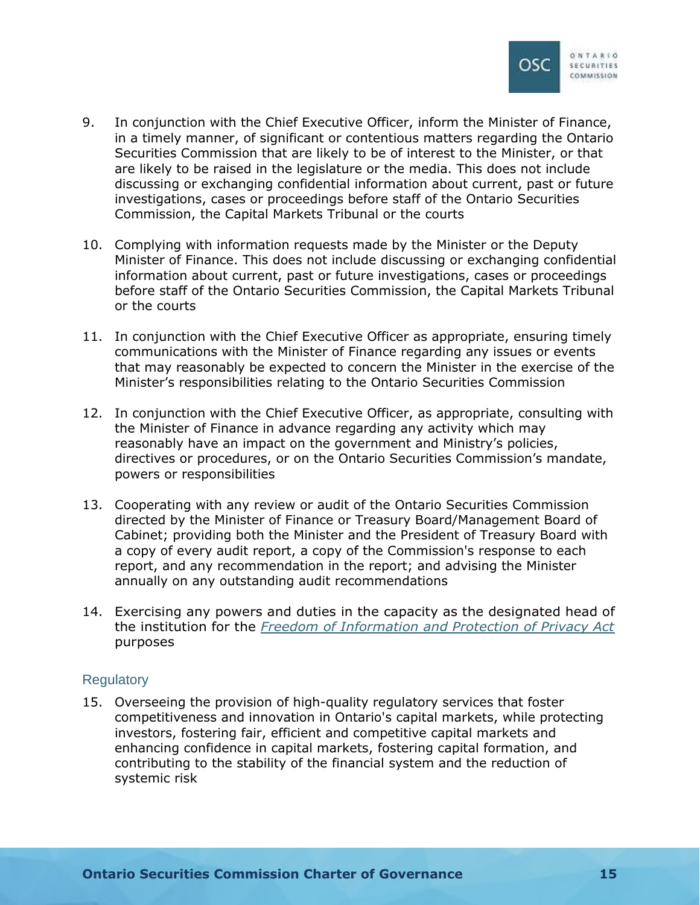9. In conjunction with the Chief Executive Officer, inform the Minister of Finance, in a timely manner, of significant or contentious matters regarding the Ontario Securities Commission that are likely to be of interest to the Minister, or that are likely to be raised in the legislature or the media. This does not include discussing or exchanging confidential information about current, past or future investigations, cases or proceedings before staff of the Ontario Securities Commission, the Capital Markets Tribunal or the courts

10. Complying with information requests made by the Minister or the Deputy Minister of Finance. This does not include discussing or exchanging confidential information about current, past or future investigations, cases or proceedings before staff of the Ontario Securities Commission, the Capital Markets Tribunal or the courts

11. In conjunction with the Chief Executive Officer as appropriate, ensuring timely communications with the Minister of Finance regarding any issues or events that may reasonably be expected to concern the Minister in the exercise of the Minister's responsibilities relating to the Ontario Securities Commission

12. In conjunction with the Chief Executive Officer, as appropriate, consulting with the Minister of Finance in advance regarding any activity which may reasonably have an impact on the government and Ministry's policies, directives or procedures, or on the Ontario Securities Commission's mandate, powers or responsibilities

13. Cooperating with any review or audit of the Ontario Securities Commission directed by the Minister of Finance or Treasury Board/Management Board of Cabinet; providing both the Minister and the President of Treasury Board with a copy of every audit report, a copy of the Commission's response to each report, and any recommendation in the report; and advising the Minister annually on any outstanding audit recommendations

14. Exercising any powers and duties in the capacity as the designated head of the institution for the *Freedom of Information and Protection of Privacy Act* purposes

### Regulatory

15. Overseeing the provision of high-quality regulatory services that foster competitiveness and innovation in Ontario's capital markets, while protecting investors, fostering fair, efficient and competitive capital markets and enhancing confidence in capital markets, fostering capital formation, and contributing to the stability of the financial system and the reduction of systemic risk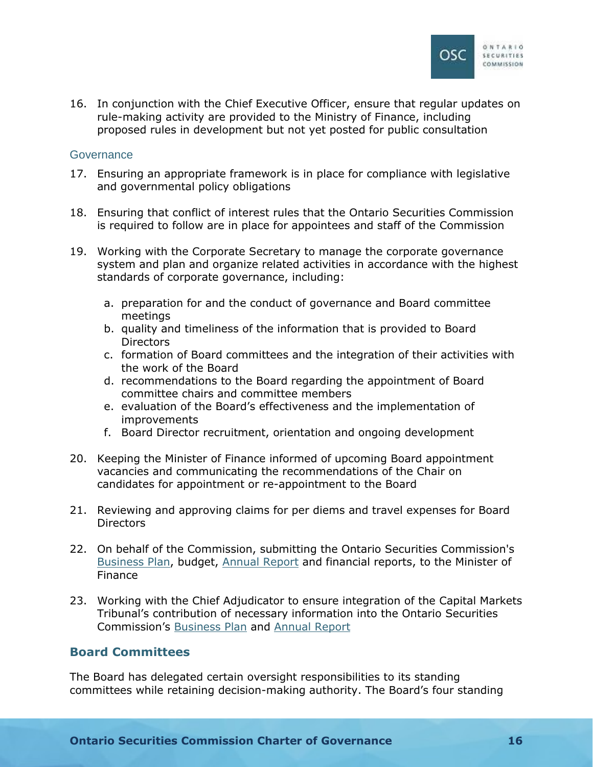16. In conjunction with the Chief Executive Officer, ensure that regular updates on rule-making activity are provided to the Ministry of Finance, including proposed rules in development but not yet posted for public consultation

### Governance

17. Ensuring an appropriate framework is in place for compliance with legislative and governmental policy obligations

18. Ensuring that conflict of interest rules that the Ontario Securities Commission is required to follow are in place for appointees and staff of the Commission

19. Working with the Corporate Secretary to manage the corporate governance system and plan and organize related activities in accordance with the highest standards of corporate governance, including:

    a. preparation for and the conduct of governance and Board committee meetings
    b. quality and timeliness of the information that is provided to Board Directors
    c. formation of Board committees and the integration of their activities with the work of the Board
    d. recommendations to the Board regarding the appointment of Board committee chairs and committee members
    e. evaluation of the Board's effectiveness and the implementation of improvements
    f. Board Director recruitment, orientation and ongoing development

20. Keeping the Minister of Finance informed of upcoming Board appointment vacancies and communicating the recommendations of the Chair on candidates for appointment or re-appointment to the Board

21. Reviewing and approving claims for per diems and travel expenses for Board Directors

22. On behalf of the Commission, submitting the Ontario Securities Commission's Business Plan, budget, Annual Report and financial reports, to the Minister of Finance

23. Working with the Chief Adjudicator to ensure integration of the Capital Markets Tribunal's contribution of necessary information into the Ontario Securities Commission's Business Plan and Annual Report

## Board Committees

The Board has delegated certain oversight responsibilities to its standing committees while retaining decision-making authority. The Board's four standing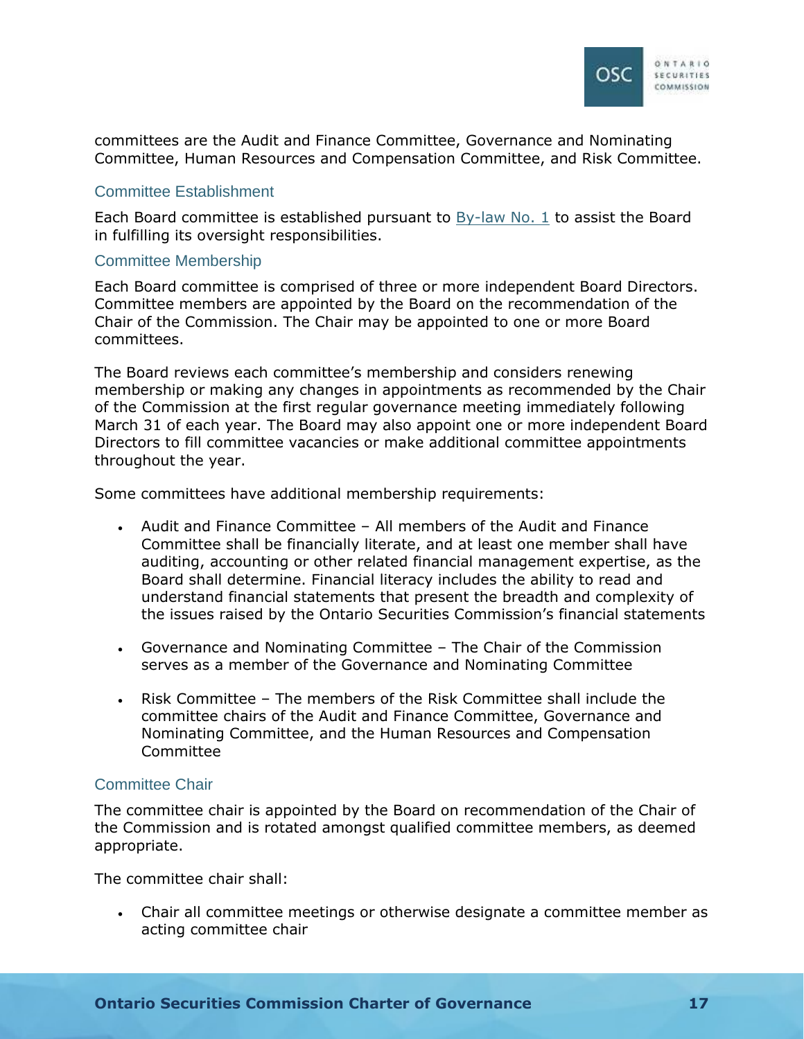committees are the Audit and Finance Committee, Governance and Nominating Committee, Human Resources and Compensation Committee, and Risk Committee.

### Committee Establishment

Each Board committee is established pursuant to By-law No. 1 to assist the Board in fulfilling its oversight responsibilities.

### Committee Membership

Each Board committee is comprised of three or more independent Board Directors. Committee members are appointed by the Board on the recommendation of the Chair of the Commission. The Chair may be appointed to one or more Board committees.

The Board reviews each committee's membership and considers renewing membership or making any changes in appointments as recommended by the Chair of the Commission at the first regular governance meeting immediately following March 31 of each year. The Board may also appoint one or more independent Board Directors to fill committee vacancies or make additional committee appointments throughout the year.

Some committees have additional membership requirements:

- Audit and Finance Committee – All members of the Audit and Finance Committee shall be financially literate, and at least one member shall have auditing, accounting or other related financial management expertise, as the Board shall determine. Financial literacy includes the ability to read and understand financial statements that present the breadth and complexity of the issues raised by the Ontario Securities Commission's financial statements
- Governance and Nominating Committee – The Chair of the Commission serves as a member of the Governance and Nominating Committee
- Risk Committee – The members of the Risk Committee shall include the committee chairs of the Audit and Finance Committee, Governance and Nominating Committee, and the Human Resources and Compensation Committee

### Committee Chair

The committee chair is appointed by the Board on recommendation of the Chair of the Commission and is rotated amongst qualified committee members, as deemed appropriate.

The committee chair shall:

- Chair all committee meetings or otherwise designate a committee member as acting committee chair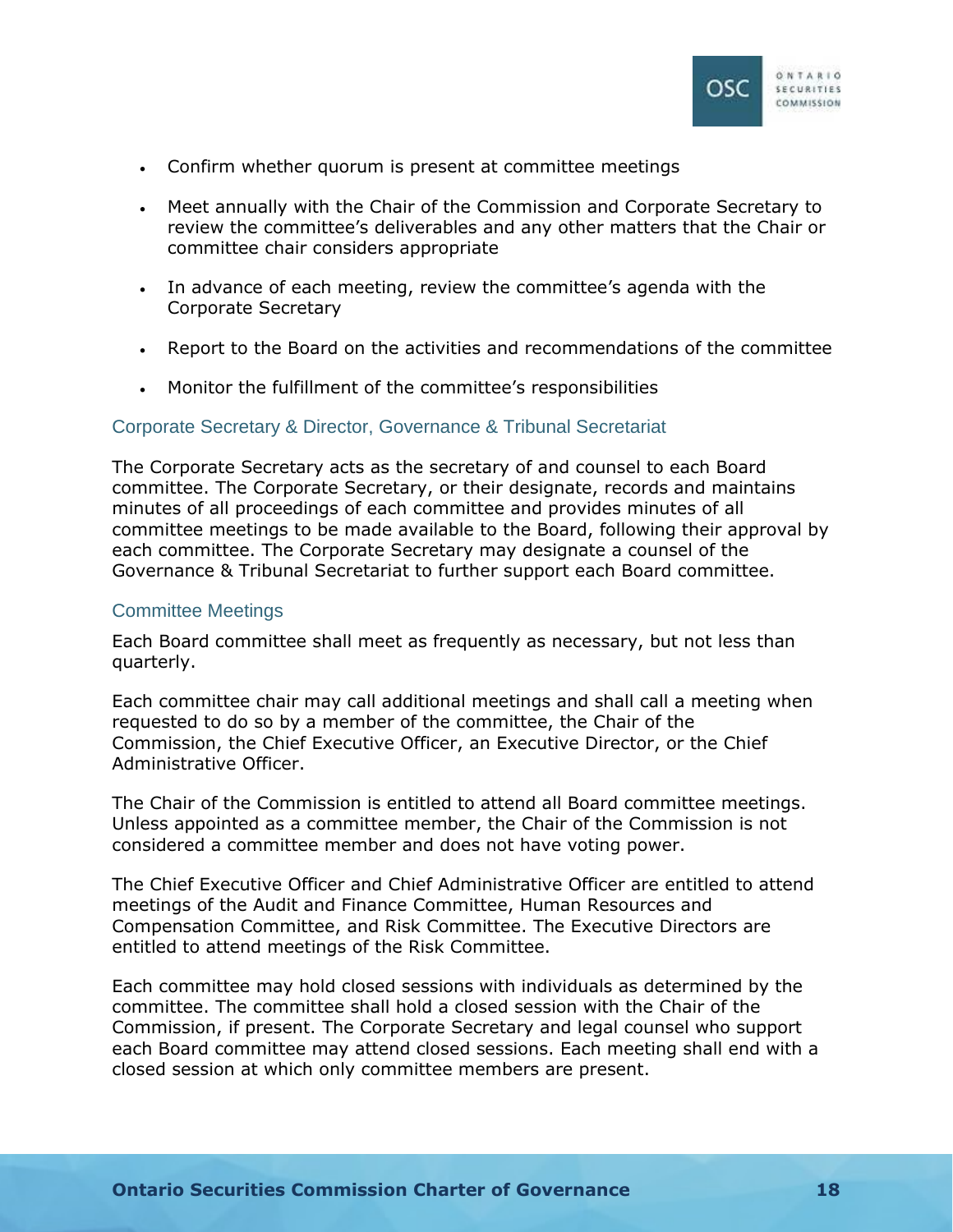- Confirm whether quorum is present at committee meetings
- Meet annually with the Chair of the Commission and Corporate Secretary to review the committee's deliverables and any other matters that the Chair or committee chair considers appropriate
- In advance of each meeting, review the committee's agenda with the Corporate Secretary
- Report to the Board on the activities and recommendations of the committee
- Monitor the fulfillment of the committee's responsibilities

### Corporate Secretary & Director, Governance & Tribunal Secretariat

The Corporate Secretary acts as the secretary of and counsel to each Board committee. The Corporate Secretary, or their designate, records and maintains minutes of all proceedings of each committee and provides minutes of all committee meetings to be made available to the Board, following their approval by each committee. The Corporate Secretary may designate a counsel of the Governance & Tribunal Secretariat to further support each Board committee.

### Committee Meetings

Each Board committee shall meet as frequently as necessary, but not less than quarterly.

Each committee chair may call additional meetings and shall call a meeting when requested to do so by a member of the committee, the Chair of the Commission, the Chief Executive Officer, an Executive Director, or the Chief Administrative Officer.

The Chair of the Commission is entitled to attend all Board committee meetings. Unless appointed as a committee member, the Chair of the Commission is not considered a committee member and does not have voting power.

The Chief Executive Officer and Chief Administrative Officer are entitled to attend meetings of the Audit and Finance Committee, Human Resources and Compensation Committee, and Risk Committee. The Executive Directors are entitled to attend meetings of the Risk Committee.

Each committee may hold closed sessions with individuals as determined by the committee. The committee shall hold a closed session with the Chair of the Commission, if present. The Corporate Secretary and legal counsel who support each Board committee may attend closed sessions. Each meeting shall end with a closed session at which only committee members are present.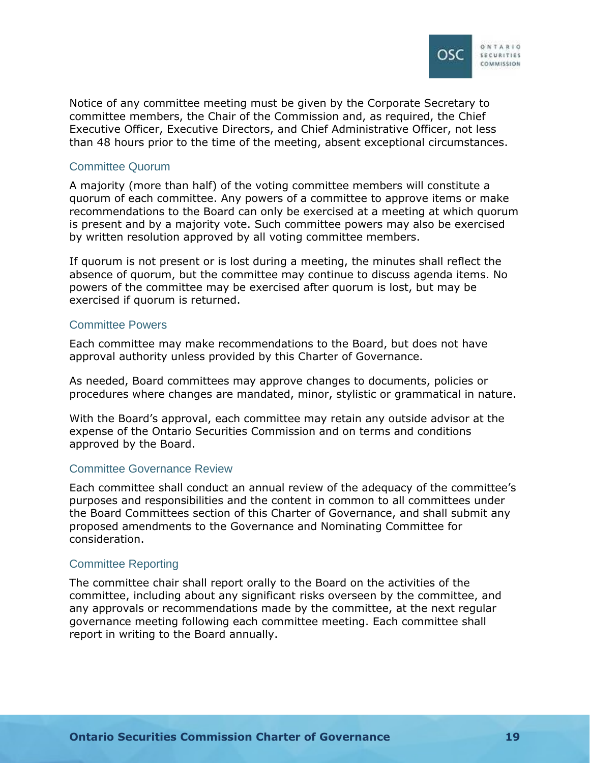Notice of any committee meeting must be given by the Corporate Secretary to committee members, the Chair of the Commission and, as required, the Chief Executive Officer, Executive Directors, and Chief Administrative Officer, not less than 48 hours prior to the time of the meeting, absent exceptional circumstances.

### Committee Quorum

A majority (more than half) of the voting committee members will constitute a quorum of each committee. Any powers of a committee to approve items or make recommendations to the Board can only be exercised at a meeting at which quorum is present and by a majority vote. Such committee powers may also be exercised by written resolution approved by all voting committee members.

If quorum is not present or is lost during a meeting, the minutes shall reflect the absence of quorum, but the committee may continue to discuss agenda items. No powers of the committee may be exercised after quorum is lost, but may be exercised if quorum is returned.

### Committee Powers

Each committee may make recommendations to the Board, but does not have approval authority unless provided by this Charter of Governance.

As needed, Board committees may approve changes to documents, policies or procedures where changes are mandated, minor, stylistic or grammatical in nature.

With the Board's approval, each committee may retain any outside advisor at the expense of the Ontario Securities Commission and on terms and conditions approved by the Board.

### Committee Governance Review

Each committee shall conduct an annual review of the adequacy of the committee's purposes and responsibilities and the content in common to all committees under the Board Committees section of this Charter of Governance, and shall submit any proposed amendments to the Governance and Nominating Committee for consideration.

### Committee Reporting

The committee chair shall report orally to the Board on the activities of the committee, including about any significant risks overseen by the committee, and any approvals or recommendations made by the committee, at the next regular governance meeting following each committee meeting. Each committee shall report in writing to the Board annually.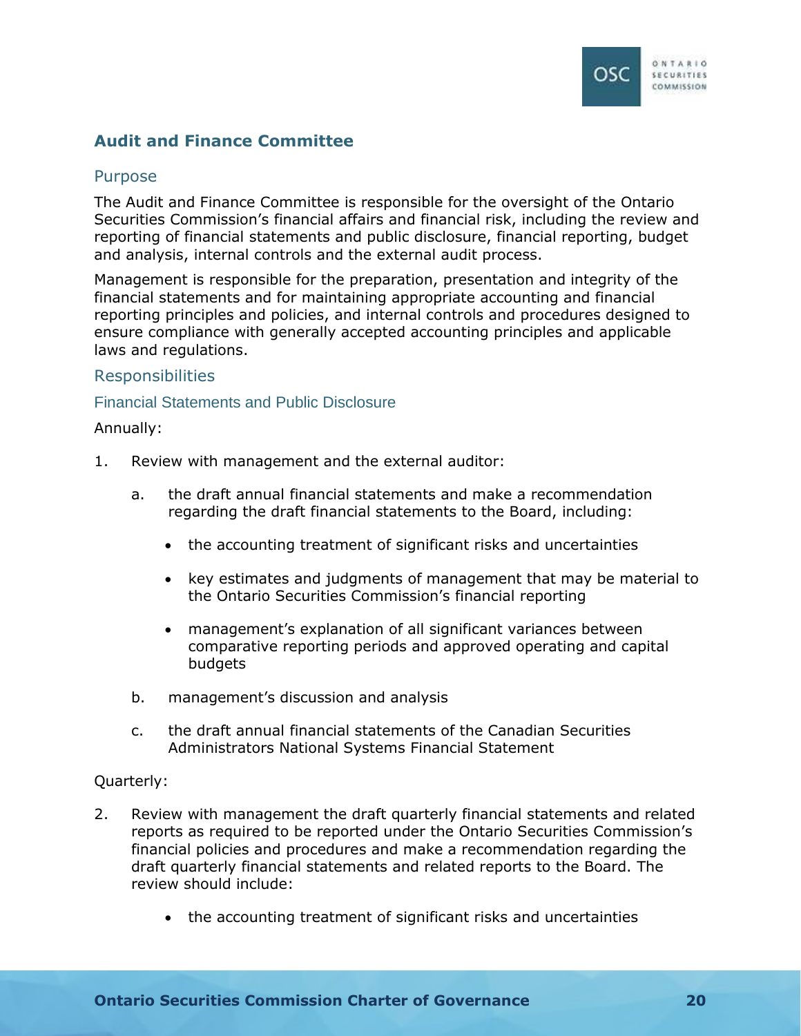## Audit and Finance Committee

### Purpose

The Audit and Finance Committee is responsible for the oversight of the Ontario Securities Commission's financial affairs and financial risk, including the review and reporting of financial statements and public disclosure, financial reporting, budget and analysis, internal controls and the external audit process.

Management is responsible for the preparation, presentation and integrity of the financial statements and for maintaining appropriate accounting and financial reporting principles and policies, and internal controls and procedures designed to ensure compliance with generally accepted accounting principles and applicable laws and regulations.

### Responsibilities

#### Financial Statements and Public Disclosure

Annually:

1. Review with management and the external auditor:

   a. the draft annual financial statements and make a recommendation regarding the draft financial statements to the Board, including:

      - the accounting treatment of significant risks and uncertainties
      - key estimates and judgments of management that may be material to the Ontario Securities Commission's financial reporting
      - management's explanation of all significant variances between comparative reporting periods and approved operating and capital budgets

   b. management's discussion and analysis

   c. the draft annual financial statements of the Canadian Securities Administrators National Systems Financial Statement

Quarterly:

2. Review with management the draft quarterly financial statements and related reports as required to be reported under the Ontario Securities Commission's financial policies and procedures and make a recommendation regarding the draft quarterly financial statements and related reports to the Board. The review should include:

   - the accounting treatment of significant risks and uncertainties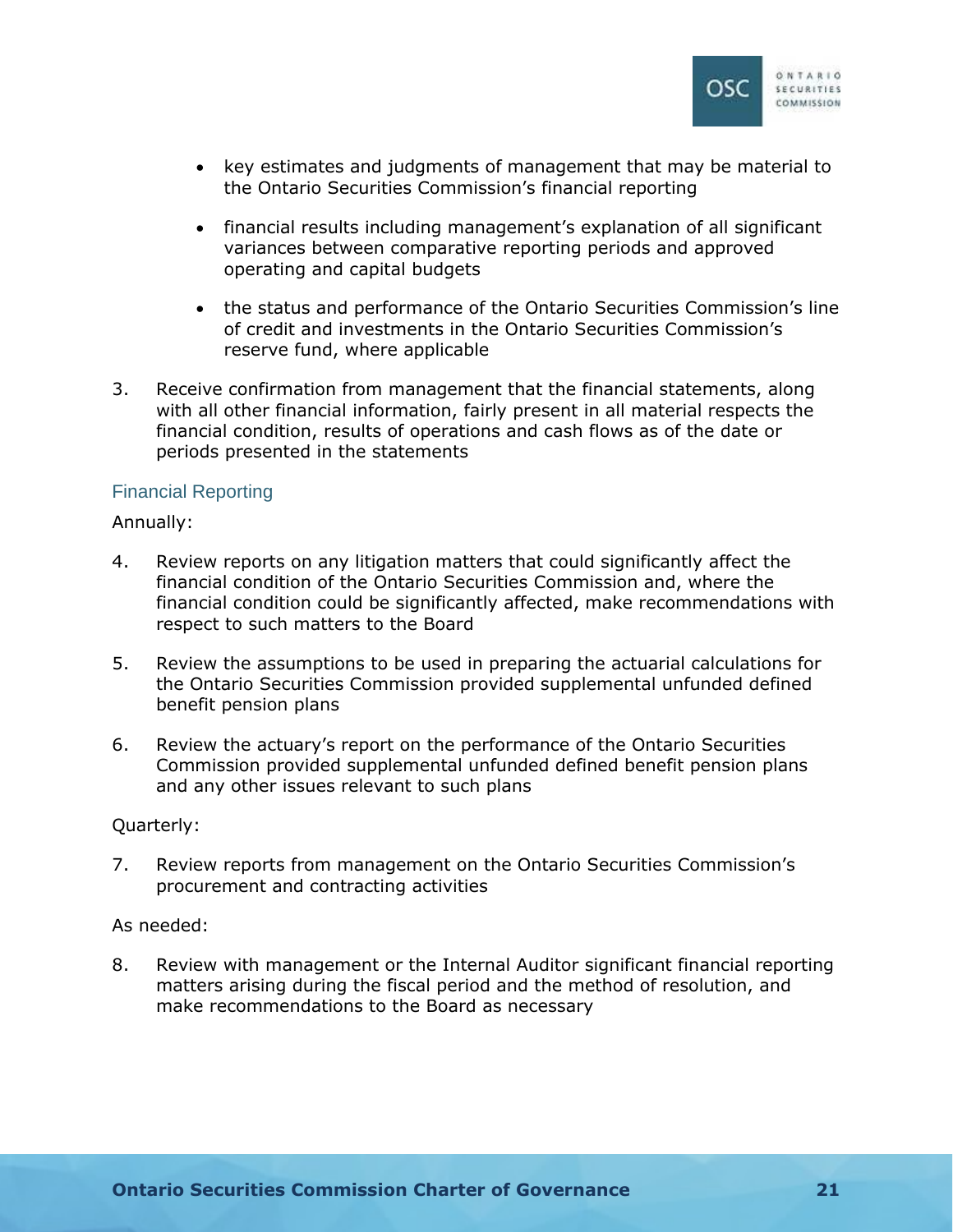- key estimates and judgments of management that may be material to the Ontario Securities Commission's financial reporting
- financial results including management's explanation of all significant variances between comparative reporting periods and approved operating and capital budgets
- the status and performance of the Ontario Securities Commission's line of credit and investments in the Ontario Securities Commission's reserve fund, where applicable

3. Receive confirmation from management that the financial statements, along with all other financial information, fairly present in all material respects the financial condition, results of operations and cash flows as of the date or periods presented in the statements

### Financial Reporting

Annually:

4. Review reports on any litigation matters that could significantly affect the financial condition of the Ontario Securities Commission and, where the financial condition could be significantly affected, make recommendations with respect to such matters to the Board
5. Review the assumptions to be used in preparing the actuarial calculations for the Ontario Securities Commission provided supplemental unfunded defined benefit pension plans
6. Review the actuary's report on the performance of the Ontario Securities Commission provided supplemental unfunded defined benefit pension plans and any other issues relevant to such plans

Quarterly:

7. Review reports from management on the Ontario Securities Commission's procurement and contracting activities

As needed:

8. Review with management or the Internal Auditor significant financial reporting matters arising during the fiscal period and the method of resolution, and make recommendations to the Board as necessary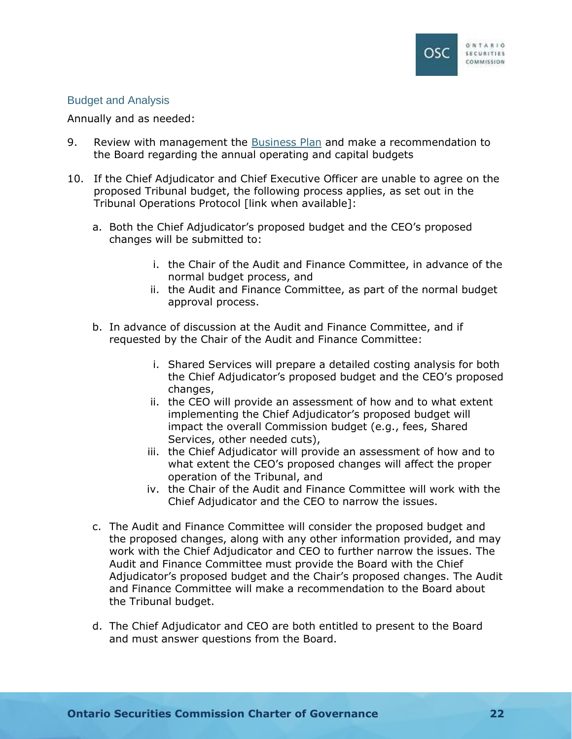### Budget and Analysis

Annually and as needed:

9. Review with management the Business Plan and make a recommendation to the Board regarding the annual operating and capital budgets

10. If the Chief Adjudicator and Chief Executive Officer are unable to agree on the proposed Tribunal budget, the following process applies, as set out in the Tribunal Operations Protocol [link when available]:

    a. Both the Chief Adjudicator's proposed budget and the CEO's proposed changes will be submitted to:

        i. the Chair of the Audit and Finance Committee, in advance of the normal budget process, and
        ii. the Audit and Finance Committee, as part of the normal budget approval process.

    b. In advance of discussion at the Audit and Finance Committee, and if requested by the Chair of the Audit and Finance Committee:

        i. Shared Services will prepare a detailed costing analysis for both the Chief Adjudicator's proposed budget and the CEO's proposed changes,
        ii. the CEO will provide an assessment of how and to what extent implementing the Chief Adjudicator's proposed budget will impact the overall Commission budget (e.g., fees, Shared Services, other needed cuts),
        iii. the Chief Adjudicator will provide an assessment of how and to what extent the CEO's proposed changes will affect the proper operation of the Tribunal, and
        iv. the Chair of the Audit and Finance Committee will work with the Chief Adjudicator and the CEO to narrow the issues.

    c. The Audit and Finance Committee will consider the proposed budget and the proposed changes, along with any other information provided, and may work with the Chief Adjudicator and CEO to further narrow the issues. The Audit and Finance Committee must provide the Board with the Chief Adjudicator's proposed budget and the Chair's proposed changes. The Audit and Finance Committee will make a recommendation to the Board about the Tribunal budget.

    d. The Chief Adjudicator and CEO are both entitled to present to the Board and must answer questions from the Board.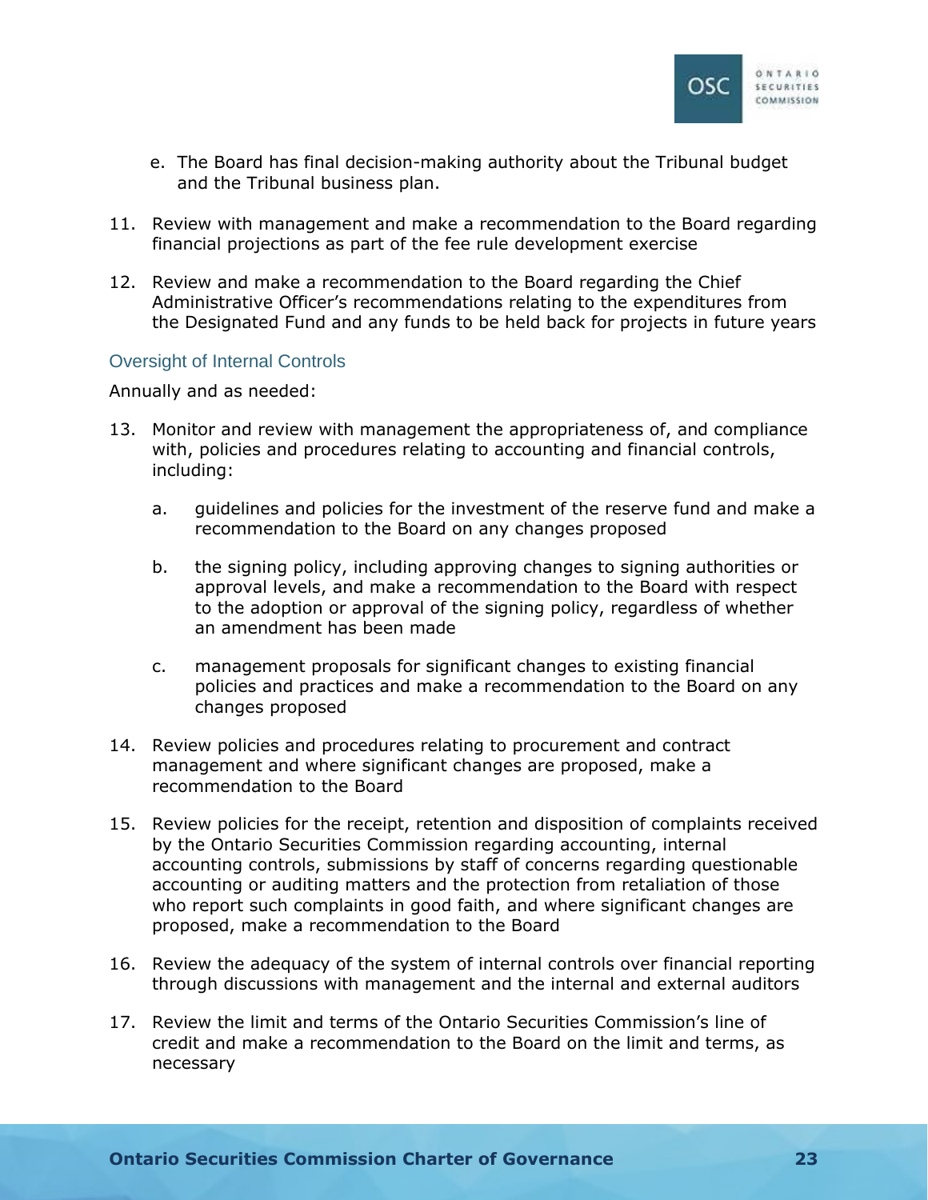e. The Board has final decision-making authority about the Tribunal budget and the Tribunal business plan.

11. Review with management and make a recommendation to the Board regarding financial projections as part of the fee rule development exercise

12. Review and make a recommendation to the Board regarding the Chief Administrative Officer's recommendations relating to the expenditures from the Designated Fund and any funds to be held back for projects in future years

### Oversight of Internal Controls

Annually and as needed:

13. Monitor and review with management the appropriateness of, and compliance with, policies and procedures relating to accounting and financial controls, including:

    a. guidelines and policies for the investment of the reserve fund and make a recommendation to the Board on any changes proposed

    b. the signing policy, including approving changes to signing authorities or approval levels, and make a recommendation to the Board with respect to the adoption or approval of the signing policy, regardless of whether an amendment has been made

    c. management proposals for significant changes to existing financial policies and practices and make a recommendation to the Board on any changes proposed

14. Review policies and procedures relating to procurement and contract management and where significant changes are proposed, make a recommendation to the Board

15. Review policies for the receipt, retention and disposition of complaints received by the Ontario Securities Commission regarding accounting, internal accounting controls, submissions by staff of concerns regarding questionable accounting or auditing matters and the protection from retaliation of those who report such complaints in good faith, and where significant changes are proposed, make a recommendation to the Board

16. Review the adequacy of the system of internal controls over financial reporting through discussions with management and the internal and external auditors

17. Review the limit and terms of the Ontario Securities Commission's line of credit and make a recommendation to the Board on the limit and terms, as necessary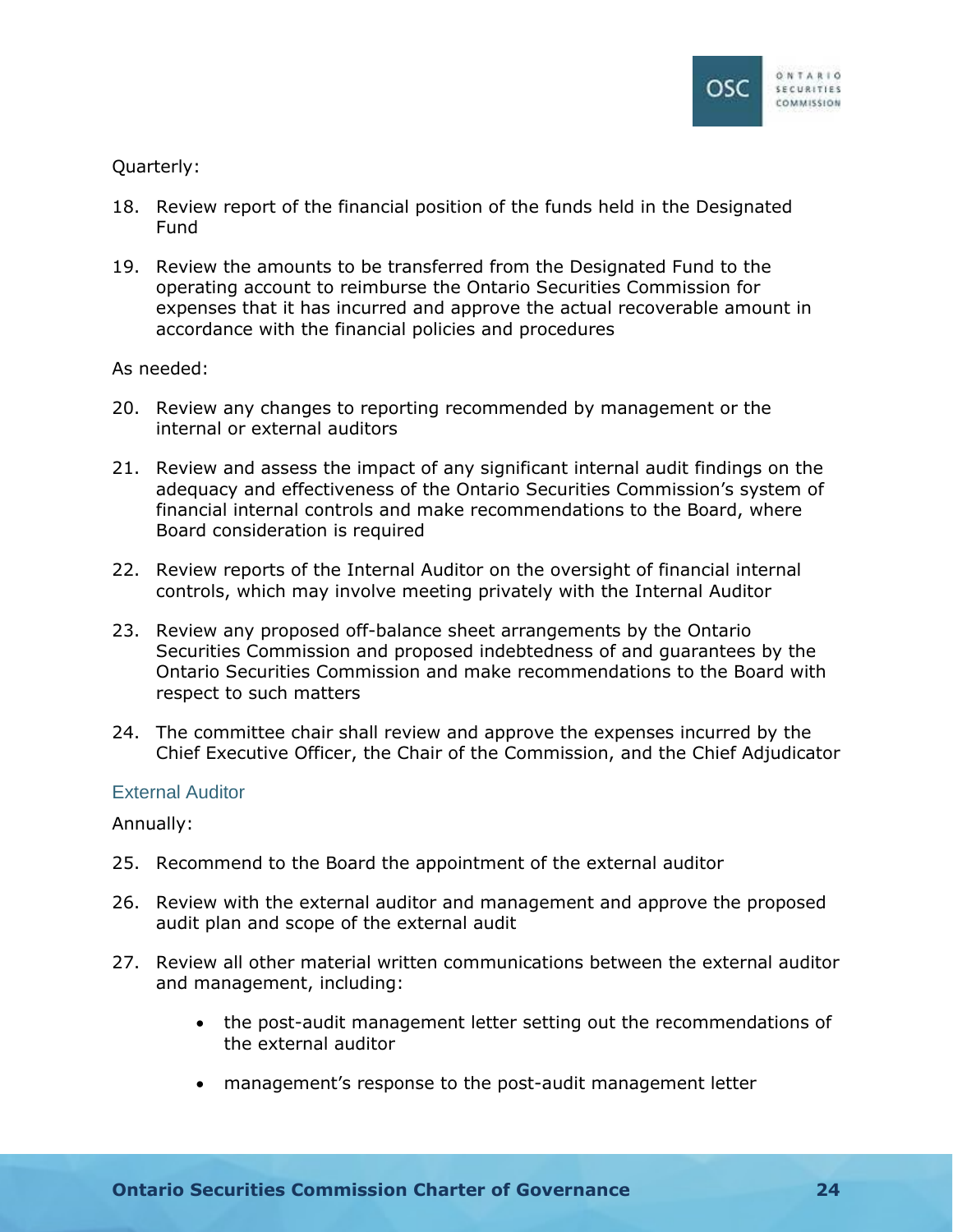Quarterly:

18. Review report of the financial position of the funds held in the Designated Fund

19. Review the amounts to be transferred from the Designated Fund to the operating account to reimburse the Ontario Securities Commission for expenses that it has incurred and approve the actual recoverable amount in accordance with the financial policies and procedures

As needed:

20. Review any changes to reporting recommended by management or the internal or external auditors

21. Review and assess the impact of any significant internal audit findings on the adequacy and effectiveness of the Ontario Securities Commission's system of financial internal controls and make recommendations to the Board, where Board consideration is required

22. Review reports of the Internal Auditor on the oversight of financial internal controls, which may involve meeting privately with the Internal Auditor

23. Review any proposed off-balance sheet arrangements by the Ontario Securities Commission and proposed indebtedness of and guarantees by the Ontario Securities Commission and make recommendations to the Board with respect to such matters

24. The committee chair shall review and approve the expenses incurred by the Chief Executive Officer, the Chair of the Commission, and the Chief Adjudicator

### External Auditor

Annually:

25. Recommend to the Board the appointment of the external auditor

26. Review with the external auditor and management and approve the proposed audit plan and scope of the external audit

27. Review all other material written communications between the external auditor and management, including:

    - the post-audit management letter setting out the recommendations of the external auditor

    - management's response to the post-audit management letter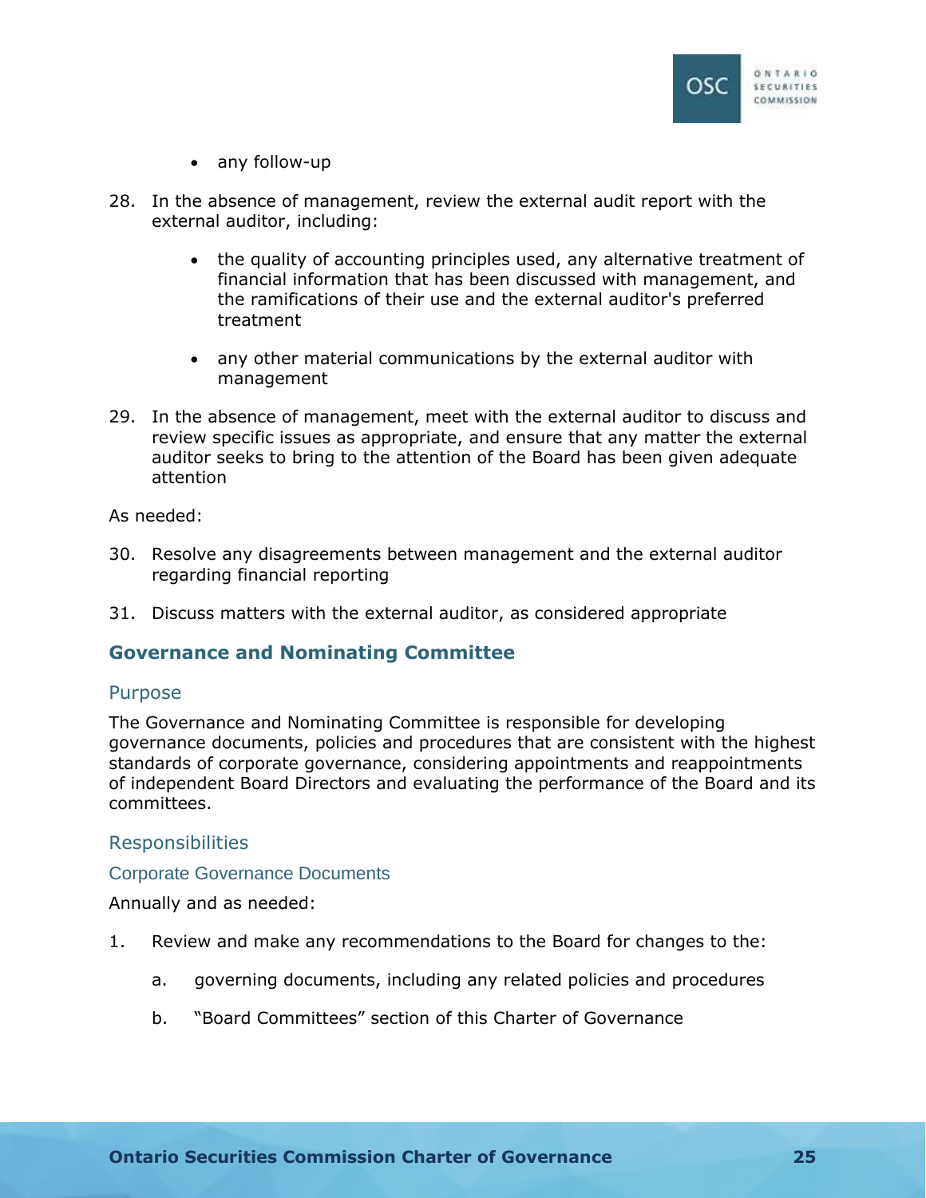- any follow-up

28. In the absence of management, review the external audit report with the external auditor, including:

    - the quality of accounting principles used, any alternative treatment of financial information that has been discussed with management, and the ramifications of their use and the external auditor's preferred treatment

    - any other material communications by the external auditor with management

29. In the absence of management, meet with the external auditor to discuss and review specific issues as appropriate, and ensure that any matter the external auditor seeks to bring to the attention of the Board has been given adequate attention

As needed:

30. Resolve any disagreements between management and the external auditor regarding financial reporting

31. Discuss matters with the external auditor, as considered appropriate

## Governance and Nominating Committee

### Purpose

The Governance and Nominating Committee is responsible for developing governance documents, policies and procedures that are consistent with the highest standards of corporate governance, considering appointments and reappointments of independent Board Directors and evaluating the performance of the Board and its committees.

### Responsibilities

#### Corporate Governance Documents

Annually and as needed:

1. Review and make any recommendations to the Board for changes to the:

    a. governing documents, including any related policies and procedures

    b. “Board Committees” section of this Charter of Governance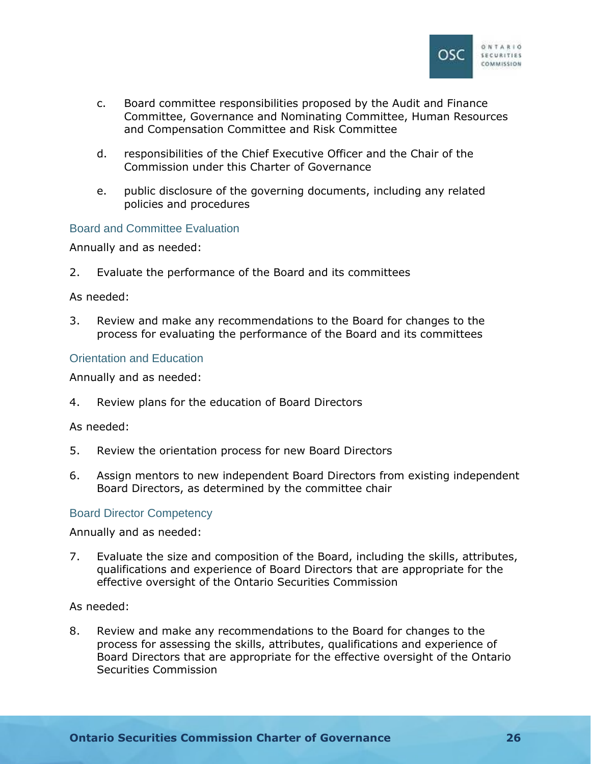c. Board committee responsibilities proposed by the Audit and Finance Committee, Governance and Nominating Committee, Human Resources and Compensation Committee and Risk Committee

d. responsibilities of the Chief Executive Officer and the Chair of the Commission under this Charter of Governance

e. public disclosure of the governing documents, including any related policies and procedures

### Board and Committee Evaluation

Annually and as needed:

2. Evaluate the performance of the Board and its committees

As needed:

3. Review and make any recommendations to the Board for changes to the process for evaluating the performance of the Board and its committees

### Orientation and Education

Annually and as needed:

4. Review plans for the education of Board Directors

As needed:

5. Review the orientation process for new Board Directors

6. Assign mentors to new independent Board Directors from existing independent Board Directors, as determined by the committee chair

### Board Director Competency

Annually and as needed:

7. Evaluate the size and composition of the Board, including the skills, attributes, qualifications and experience of Board Directors that are appropriate for the effective oversight of the Ontario Securities Commission

As needed:

8. Review and make any recommendations to the Board for changes to the process for assessing the skills, attributes, qualifications and experience of Board Directors that are appropriate for the effective oversight of the Ontario Securities Commission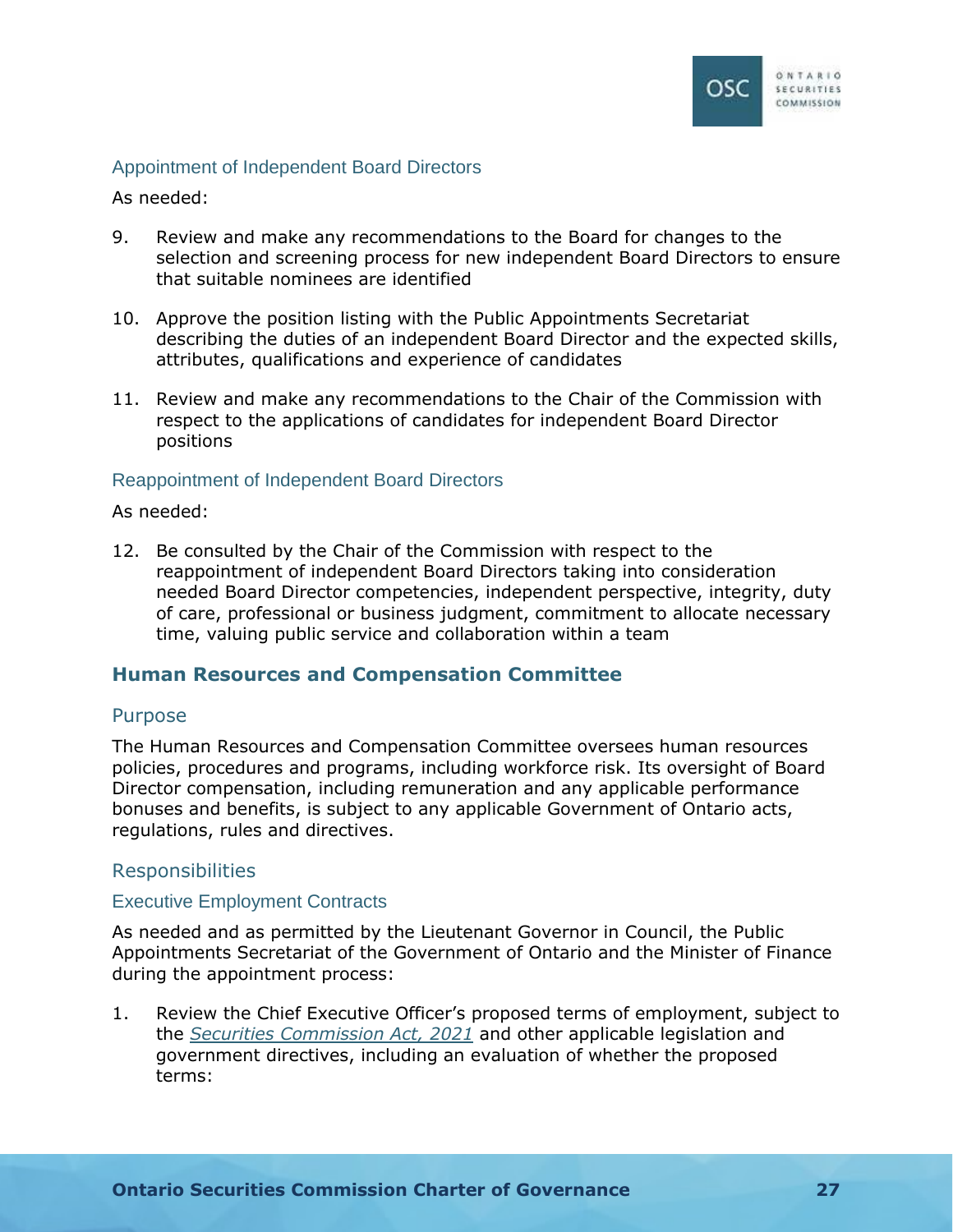### Appointment of Independent Board Directors

As needed:

9. Review and make any recommendations to the Board for changes to the selection and screening process for new independent Board Directors to ensure that suitable nominees are identified

10. Approve the position listing with the Public Appointments Secretariat describing the duties of an independent Board Director and the expected skills, attributes, qualifications and experience of candidates

11. Review and make any recommendations to the Chair of the Commission with respect to the applications of candidates for independent Board Director positions

### Reappointment of Independent Board Directors

As needed:

12. Be consulted by the Chair of the Commission with respect to the reappointment of independent Board Directors taking into consideration needed Board Director competencies, independent perspective, integrity, duty of care, professional or business judgment, commitment to allocate necessary time, valuing public service and collaboration within a team

## Human Resources and Compensation Committee

### Purpose

The Human Resources and Compensation Committee oversees human resources policies, procedures and programs, including workforce risk. Its oversight of Board Director compensation, including remuneration and any applicable performance bonuses and benefits, is subject to any applicable Government of Ontario acts, regulations, rules and directives.

### Responsibilities

#### Executive Employment Contracts

As needed and as permitted by the Lieutenant Governor in Council, the Public Appointments Secretariat of the Government of Ontario and the Minister of Finance during the appointment process:

1. Review the Chief Executive Officer's proposed terms of employment, subject to the *Securities Commission Act, 2021* and other applicable legislation and government directives, including an evaluation of whether the proposed terms: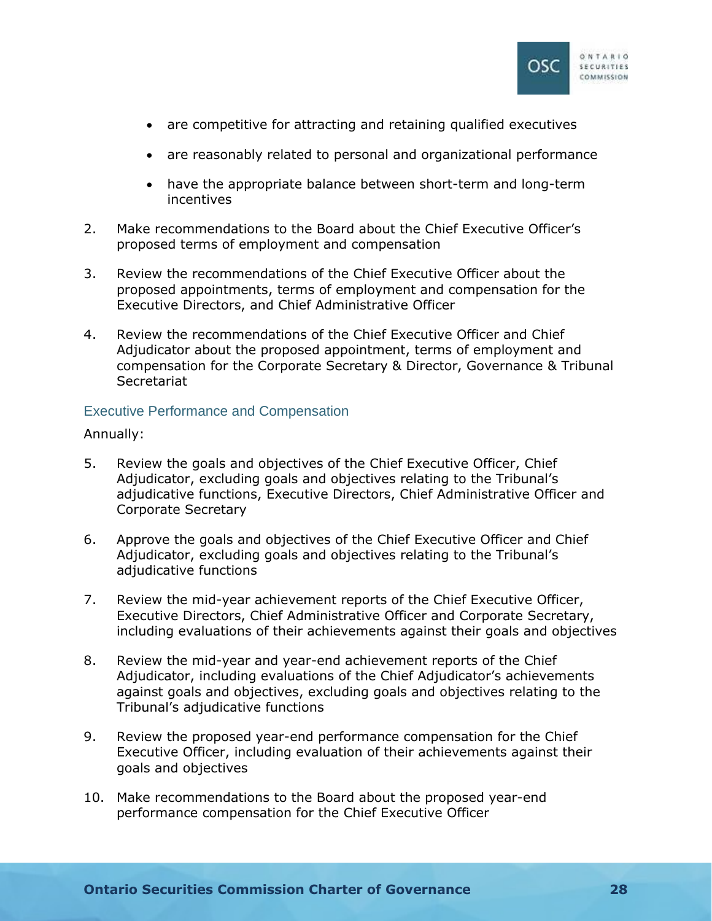- are competitive for attracting and retaining qualified executives
- are reasonably related to personal and organizational performance
- have the appropriate balance between short-term and long-term incentives

2. Make recommendations to the Board about the Chief Executive Officer's proposed terms of employment and compensation
3. Review the recommendations of the Chief Executive Officer about the proposed appointments, terms of employment and compensation for the Executive Directors, and Chief Administrative Officer
4. Review the recommendations of the Chief Executive Officer and Chief Adjudicator about the proposed appointment, terms of employment and compensation for the Corporate Secretary & Director, Governance & Tribunal Secretariat

### Executive Performance and Compensation

Annually:

5. Review the goals and objectives of the Chief Executive Officer, Chief Adjudicator, excluding goals and objectives relating to the Tribunal's adjudicative functions, Executive Directors, Chief Administrative Officer and Corporate Secretary
6. Approve the goals and objectives of the Chief Executive Officer and Chief Adjudicator, excluding goals and objectives relating to the Tribunal's adjudicative functions
7. Review the mid-year achievement reports of the Chief Executive Officer, Executive Directors, Chief Administrative Officer and Corporate Secretary, including evaluations of their achievements against their goals and objectives
8. Review the mid-year and year-end achievement reports of the Chief Adjudicator, including evaluations of the Chief Adjudicator's achievements against goals and objectives, excluding goals and objectives relating to the Tribunal's adjudicative functions
9. Review the proposed year-end performance compensation for the Chief Executive Officer, including evaluation of their achievements against their goals and objectives
10. Make recommendations to the Board about the proposed year-end performance compensation for the Chief Executive Officer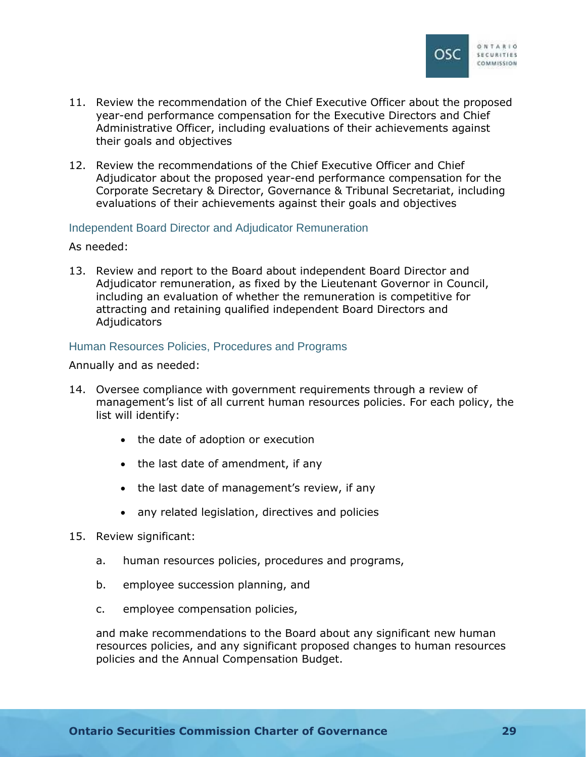11. Review the recommendation of the Chief Executive Officer about the proposed year-end performance compensation for the Executive Directors and Chief Administrative Officer, including evaluations of their achievements against their goals and objectives

12. Review the recommendations of the Chief Executive Officer and Chief Adjudicator about the proposed year-end performance compensation for the Corporate Secretary & Director, Governance & Tribunal Secretariat, including evaluations of their achievements against their goals and objectives

### Independent Board Director and Adjudicator Remuneration

As needed:

13. Review and report to the Board about independent Board Director and Adjudicator remuneration, as fixed by the Lieutenant Governor in Council, including an evaluation of whether the remuneration is competitive for attracting and retaining qualified independent Board Directors and Adjudicators

### Human Resources Policies, Procedures and Programs

Annually and as needed:

14. Oversee compliance with government requirements through a review of management's list of all current human resources policies. For each policy, the list will identify:

    - the date of adoption or execution
    - the last date of amendment, if any
    - the last date of management's review, if any
    - any related legislation, directives and policies

15. Review significant:

    a. human resources policies, procedures and programs,

    b. employee succession planning, and

    c. employee compensation policies,

    and make recommendations to the Board about any significant new human resources policies, and any significant proposed changes to human resources policies and the Annual Compensation Budget.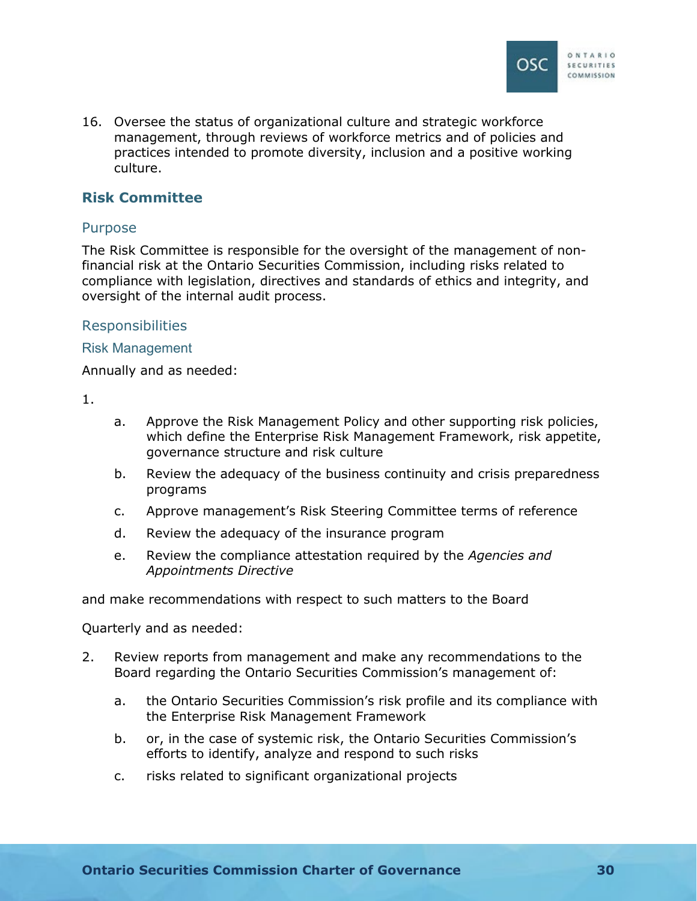16. Oversee the status of organizational culture and strategic workforce management, through reviews of workforce metrics and of policies and practices intended to promote diversity, inclusion and a positive working culture.

## Risk Committee

### Purpose

The Risk Committee is responsible for the oversight of the management of non-financial risk at the Ontario Securities Commission, including risks related to compliance with legislation, directives and standards of ethics and integrity, and oversight of the internal audit process.

### Responsibilities

#### Risk Management

Annually and as needed:

1.
    a. Approve the Risk Management Policy and other supporting risk policies, which define the Enterprise Risk Management Framework, risk appetite, governance structure and risk culture
    b. Review the adequacy of the business continuity and crisis preparedness programs
    c. Approve management's Risk Steering Committee terms of reference
    d. Review the adequacy of the insurance program
    e. Review the compliance attestation required by the *Agencies and Appointments Directive*

and make recommendations with respect to such matters to the Board

Quarterly and as needed:

2. Review reports from management and make any recommendations to the Board regarding the Ontario Securities Commission's management of:
    a. the Ontario Securities Commission's risk profile and its compliance with the Enterprise Risk Management Framework
    b. or, in the case of systemic risk, the Ontario Securities Commission's efforts to identify, analyze and respond to such risks
    c. risks related to significant organizational projects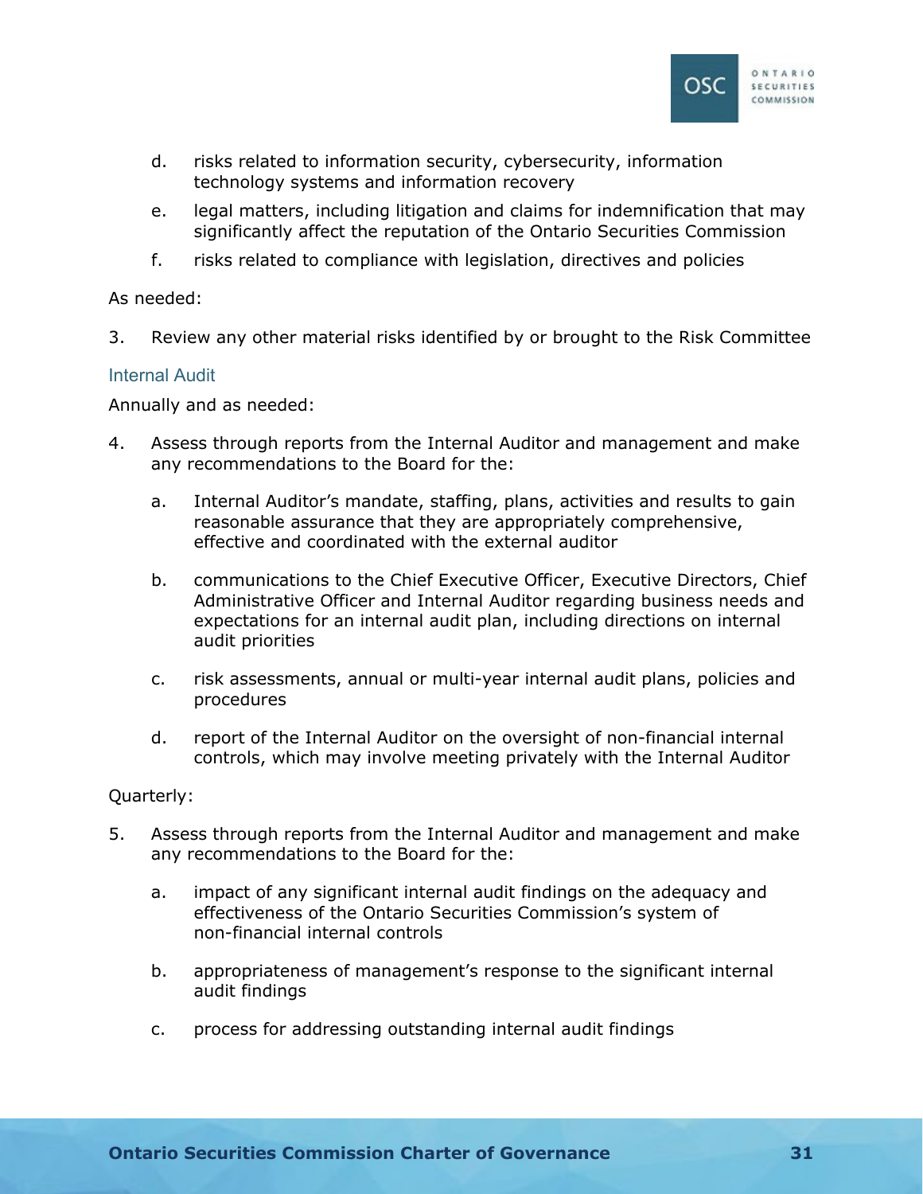d. risks related to information security, cybersecurity, information technology systems and information recovery

e. legal matters, including litigation and claims for indemnification that may significantly affect the reputation of the Ontario Securities Commission

f. risks related to compliance with legislation, directives and policies

As needed:

3. Review any other material risks identified by or brought to the Risk Committee

### Internal Audit

Annually and as needed:

4. Assess through reports from the Internal Auditor and management and make any recommendations to the Board for the:

   a. Internal Auditor's mandate, staffing, plans, activities and results to gain reasonable assurance that they are appropriately comprehensive, effective and coordinated with the external auditor

   b. communications to the Chief Executive Officer, Executive Directors, Chief Administrative Officer and Internal Auditor regarding business needs and expectations for an internal audit plan, including directions on internal audit priorities

   c. risk assessments, annual or multi-year internal audit plans, policies and procedures

   d. report of the Internal Auditor on the oversight of non-financial internal controls, which may involve meeting privately with the Internal Auditor

Quarterly:

5. Assess through reports from the Internal Auditor and management and make any recommendations to the Board for the:

   a. impact of any significant internal audit findings on the adequacy and effectiveness of the Ontario Securities Commission's system of non-financial internal controls

   b. appropriateness of management's response to the significant internal audit findings

   c. process for addressing outstanding internal audit findings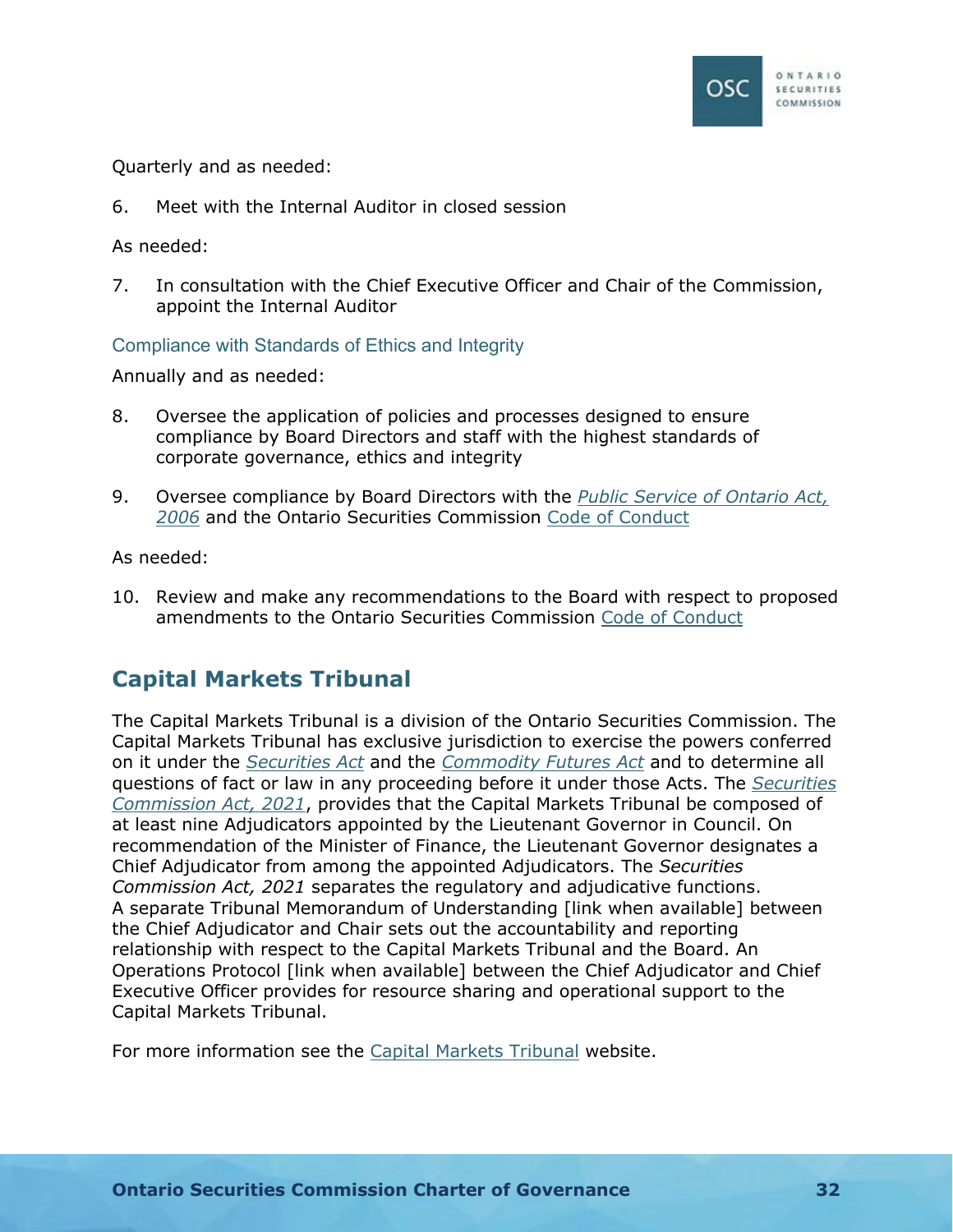Quarterly and as needed:

6. Meet with the Internal Auditor in closed session

As needed:

7. In consultation with the Chief Executive Officer and Chair of the Commission, appoint the Internal Auditor

### Compliance with Standards of Ethics and Integrity

Annually and as needed:

8. Oversee the application of policies and processes designed to ensure compliance by Board Directors and staff with the highest standards of corporate governance, ethics and integrity

9. Oversee compliance by Board Directors with the *Public Service of Ontario Act, 2006* and the Ontario Securities Commission Code of Conduct

As needed:

10. Review and make any recommendations to the Board with respect to proposed amendments to the Ontario Securities Commission Code of Conduct

## Capital Markets Tribunal

The Capital Markets Tribunal is a division of the Ontario Securities Commission. The Capital Markets Tribunal has exclusive jurisdiction to exercise the powers conferred on it under the *Securities Act* and the *Commodity Futures Act* and to determine all questions of fact or law in any proceeding before it under those Acts. The *Securities Commission Act, 2021*, provides that the Capital Markets Tribunal be composed of at least nine Adjudicators appointed by the Lieutenant Governor in Council. On recommendation of the Minister of Finance, the Lieutenant Governor designates a Chief Adjudicator from among the appointed Adjudicators. The *Securities Commission Act, 2021* separates the regulatory and adjudicative functions. A separate Tribunal Memorandum of Understanding [link when available] between the Chief Adjudicator and Chair sets out the accountability and reporting relationship with respect to the Capital Markets Tribunal and the Board. An Operations Protocol [link when available] between the Chief Adjudicator and Chief Executive Officer provides for resource sharing and operational support to the Capital Markets Tribunal.

For more information see the Capital Markets Tribunal website.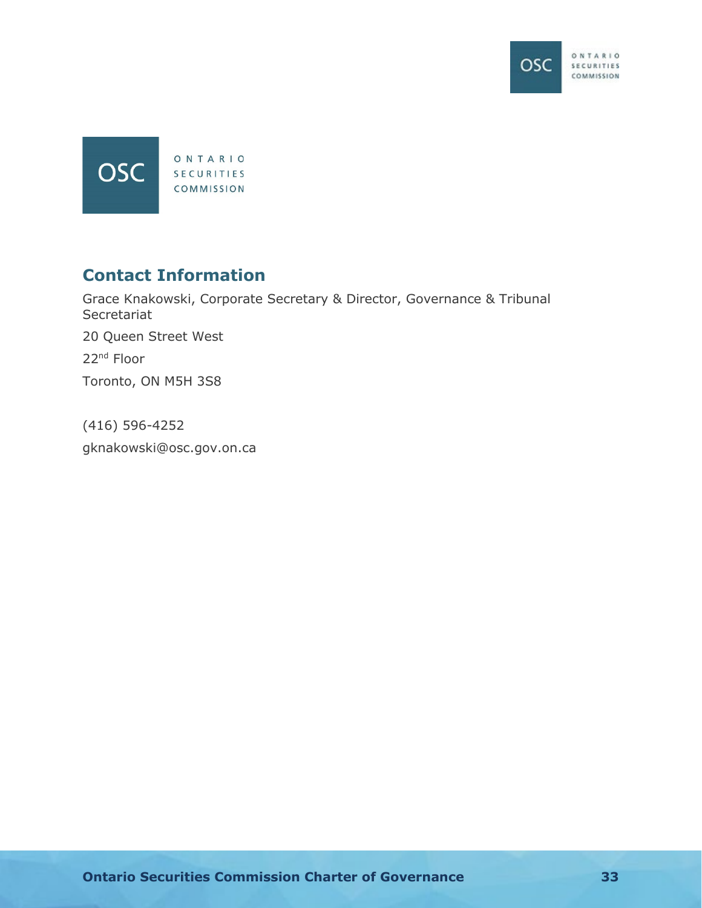## Contact Information

Grace Knakowski, Corporate Secretary & Director, Governance & Tribunal Secretariat

20 Queen Street West

22nd Floor

Toronto, ON M5H 3S8

(416) 596-4252

gknakowski@osc.gov.on.ca